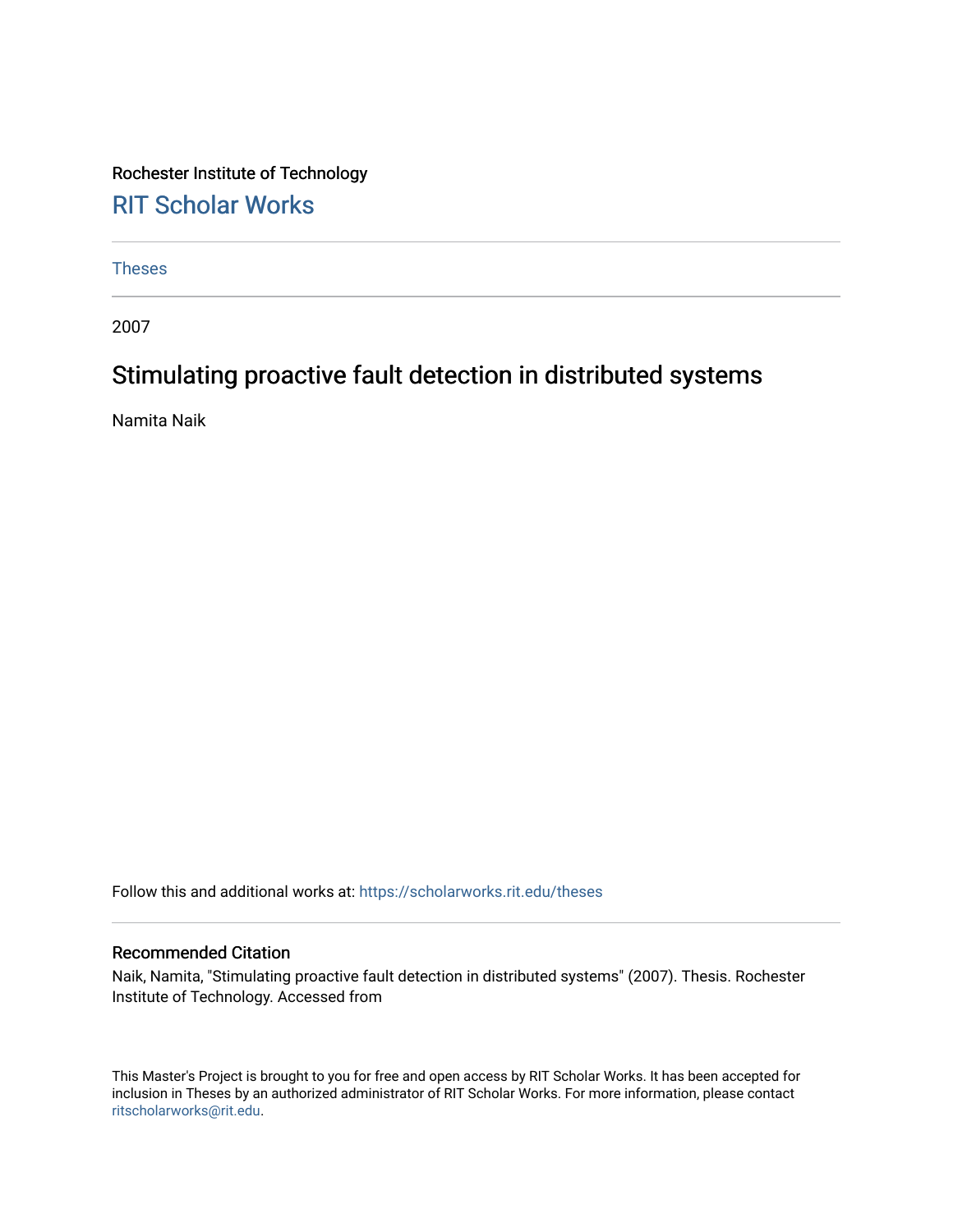Rochester Institute of Technology

RIT Scholar Works

---

Theses

---

2007

# Stimulating proactive fault detection in distributed systems

Namita Naik

Follow this and additional works at: https://scholarworks.rit.edu/theses

---

### Recommended Citation

Naik, Namita, "Stimulating proactive fault detection in distributed systems" (2007). Thesis. Rochester Institute of Technology. Accessed from

This Master's Project is brought to you for free and open access by RIT Scholar Works. It has been accepted for inclusion in Theses by an authorized administrator of RIT Scholar Works. For more information, please contact ritscholarworks@rit.edu.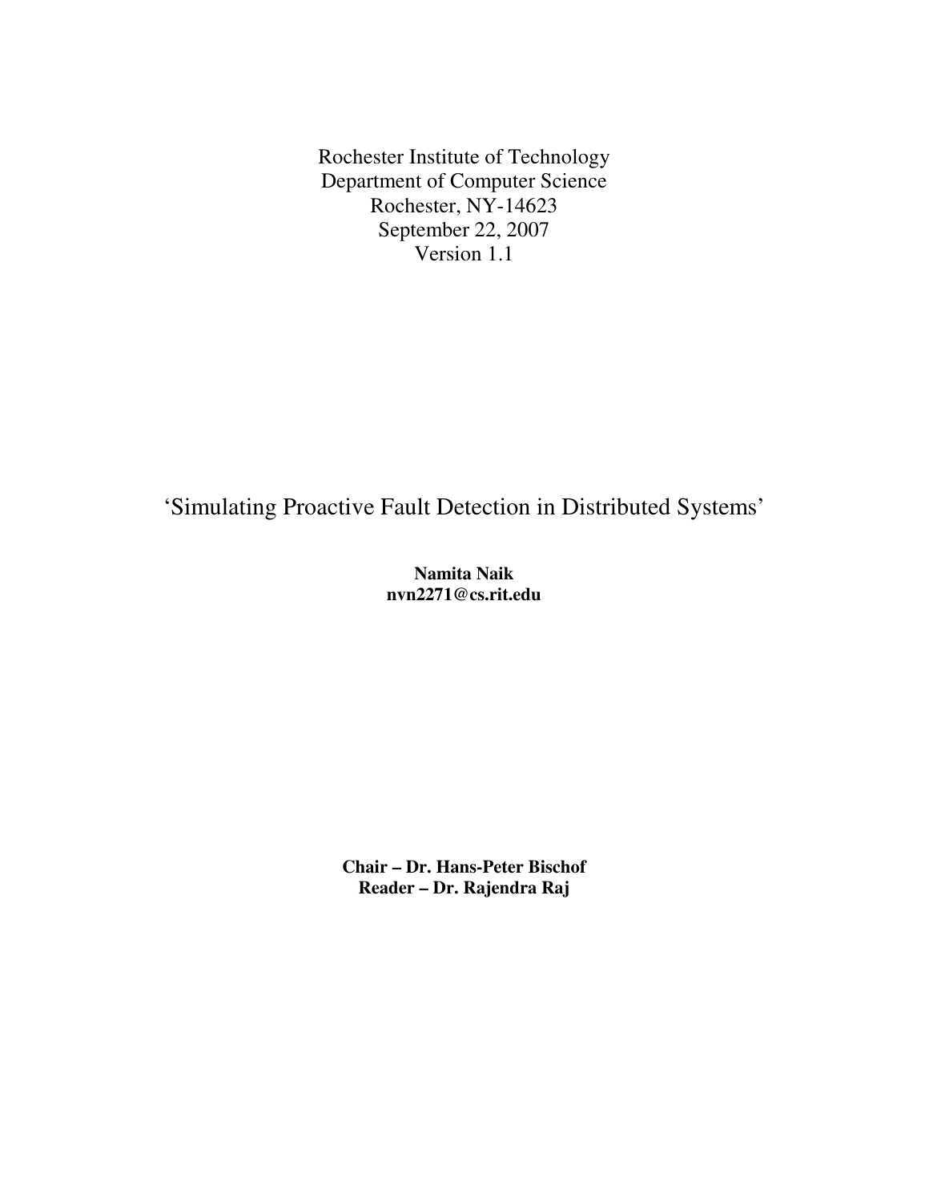Rochester Institute of Technology
Department of Computer Science
Rochester, NY-14623
September 22, 2007
Version 1.1

# ‘Simulating Proactive Fault Detection in Distributed Systems’

**Namita Naik**
**nvn2271@cs.rit.edu**

**Chair – Dr. Hans-Peter Bischof**
**Reader – Dr. Rajendra Raj**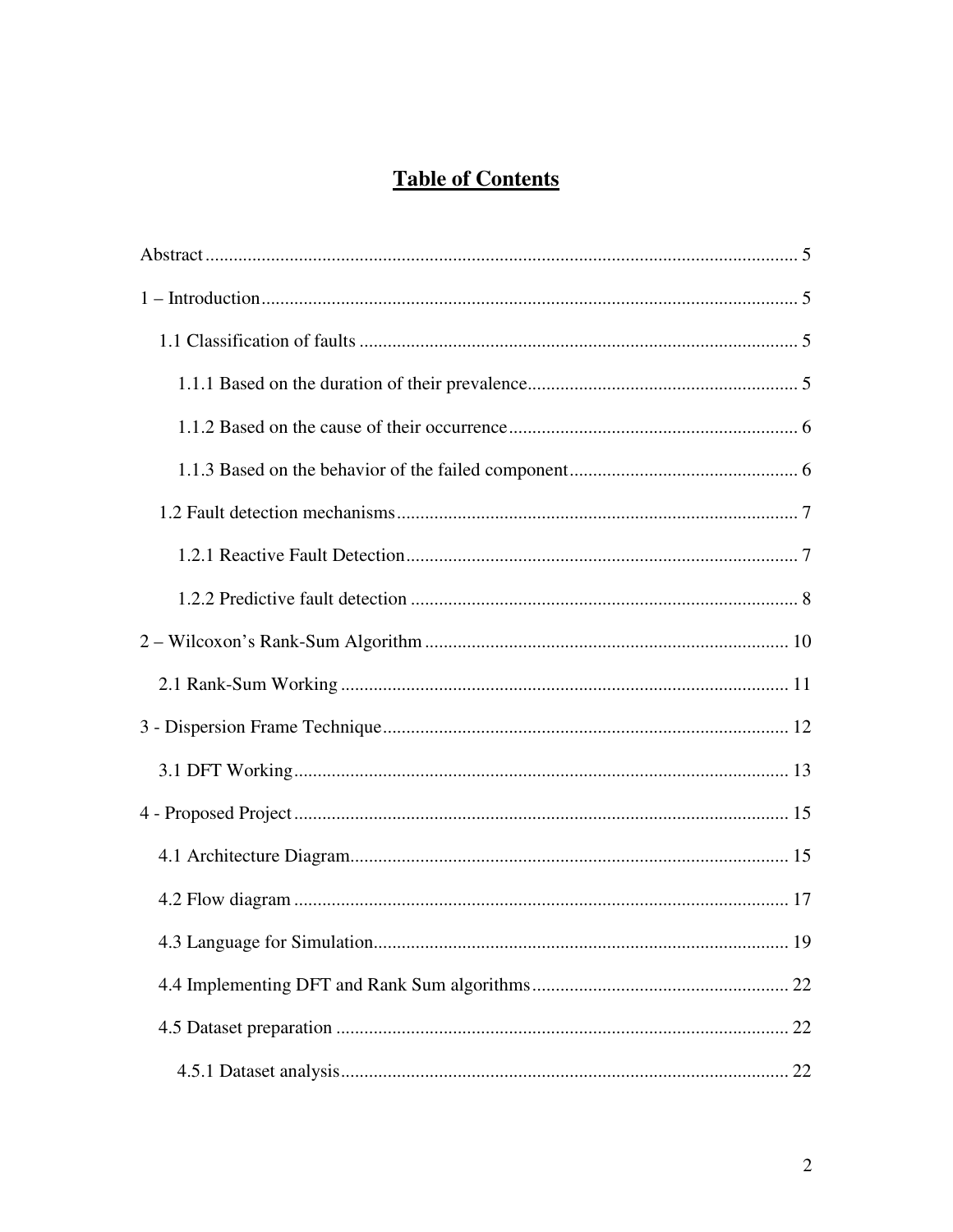# Table of Contents

Abstract ........................................................................................................................ 5

1 – Introduction ............................................................................................................ 5

 1.1 Classification of faults ......................................................................................... 5

  1.1.1 Based on the duration of their prevalence ........................................................ 5

  1.1.2 Based on the cause of their occurrence ............................................................ 6

  1.1.3 Based on the behavior of the failed component ............................................... 6

 1.2 Fault detection mechanisms .................................................................................. 7

  1.2.1 Reactive Fault Detection .................................................................................. 7

  1.2.2 Predictive fault detection .................................................................................. 8

2 – Wilcoxon's Rank-Sum Algorithm ............................................................................ 10

 2.1 Rank-Sum Working ............................................................................................. 11

3 - Dispersion Frame Technique .................................................................................... 12

 3.1 DFT Working ....................................................................................................... 13

4 - Proposed Project ...................................................................................................... 15

 4.1 Architecture Diagram ........................................................................................... 15

 4.2 Flow diagram ....................................................................................................... 17

 4.3 Language for Simulation ...................................................................................... 19

 4.4 Implementing DFT and Rank Sum algorithms ..................................................... 22

 4.5 Dataset preparation .............................................................................................. 22

  4.5.1 Dataset analysis ............................................................................................... 22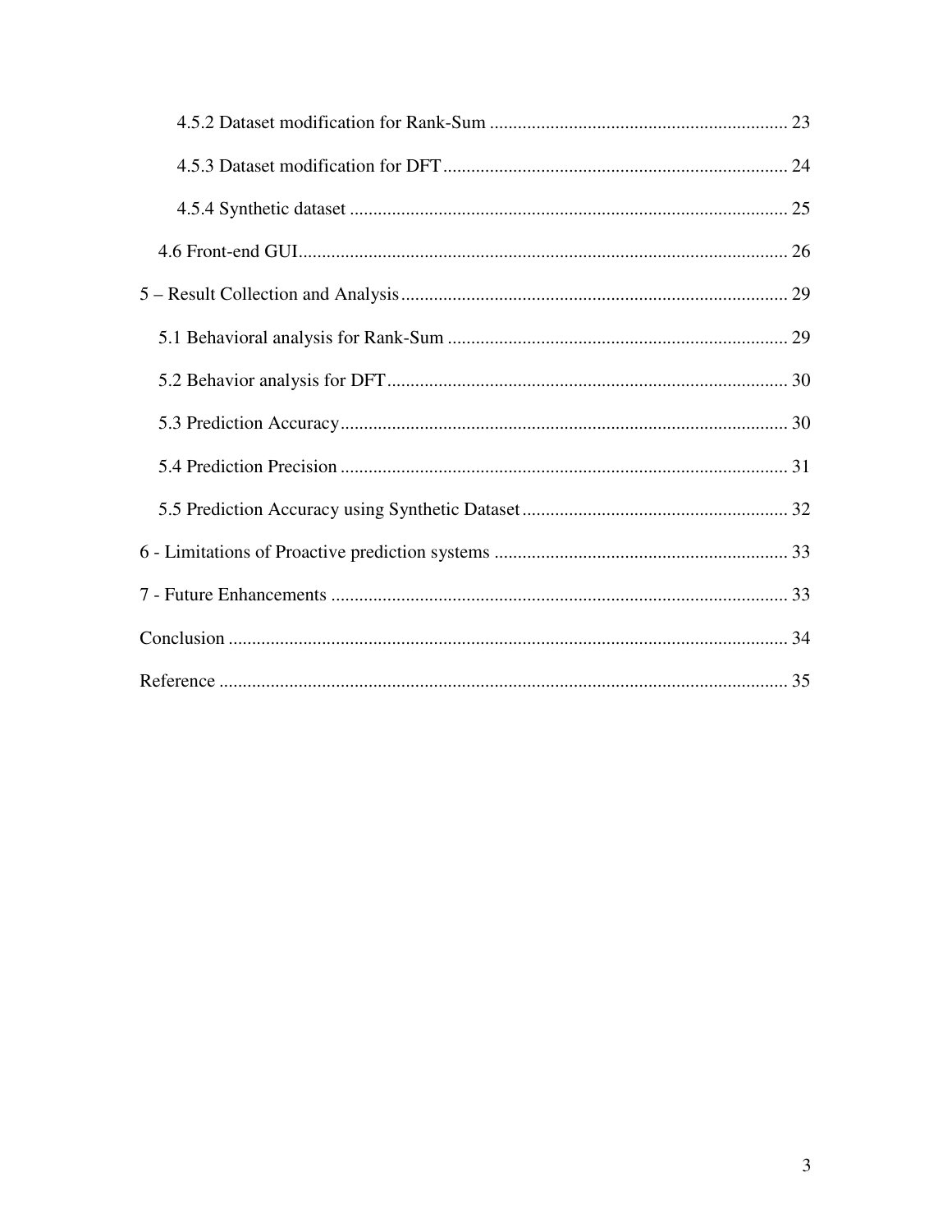4.5.2 Dataset modification for Rank-Sum ........................................................................ 23

4.5.3 Dataset modification for DFT ................................................................................ 24

4.5.4 Synthetic dataset ..................................................................................................... 25

4.6 Front-end GUI ............................................................................................................. 26

5 – Result Collection and Analysis ................................................................................... 29

5.1 Behavioral analysis for Rank-Sum ............................................................................. 29

5.2 Behavior analysis for DFT .......................................................................................... 30

5.3 Prediction Accuracy .................................................................................................... 30

5.4 Prediction Precision .................................................................................................... 31

5.5 Prediction Accuracy using Synthetic Dataset .............................................................. 32

6 - Limitations of Proactive prediction systems ............................................................... 33

7 - Future Enhancements .................................................................................................. 33

Conclusion ........................................................................................................................ 34

Reference .......................................................................................................................... 35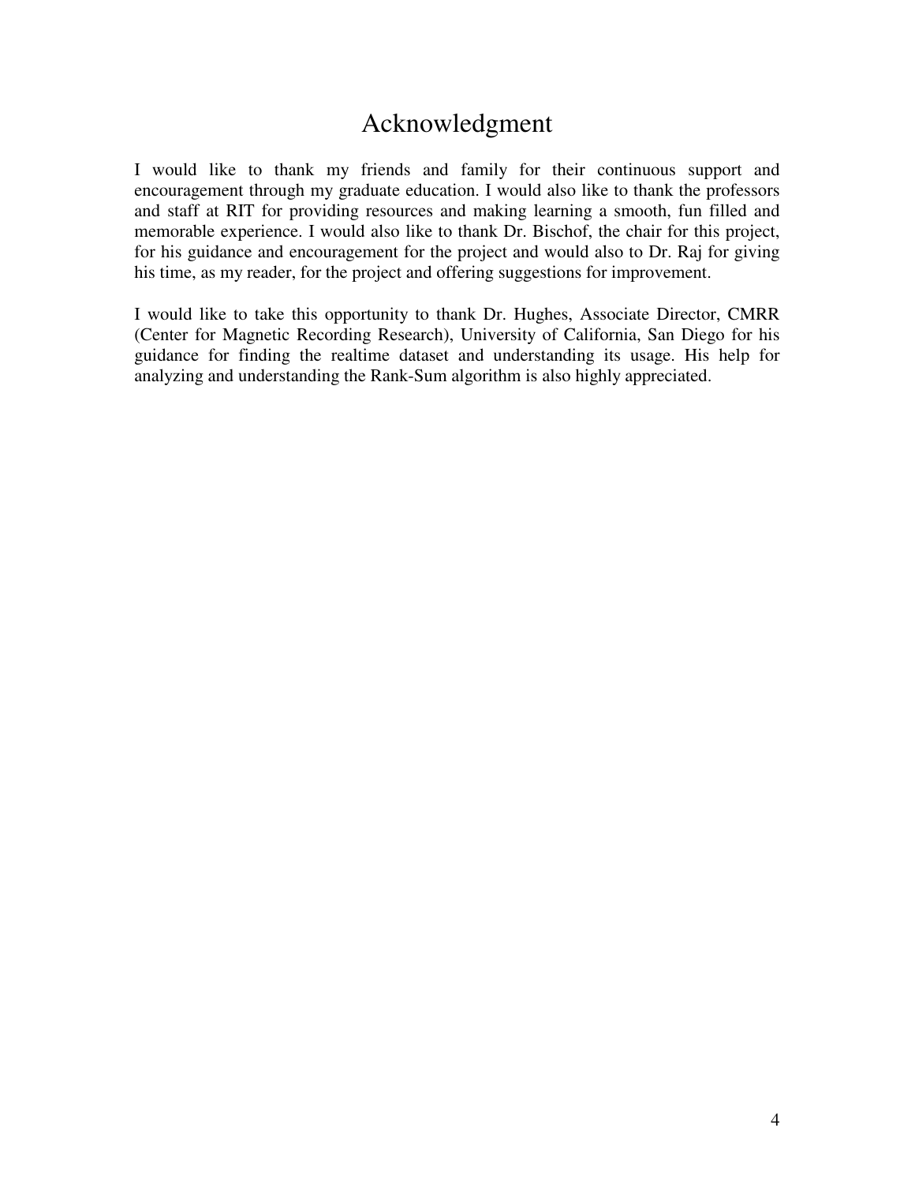# Acknowledgment

I would like to thank my friends and family for their continuous support and encouragement through my graduate education. I would also like to thank the professors and staff at RIT for providing resources and making learning a smooth, fun filled and memorable experience. I would also like to thank Dr. Bischof, the chair for this project, for his guidance and encouragement for the project and would also to Dr. Raj for giving his time, as my reader, for the project and offering suggestions for improvement.

I would like to take this opportunity to thank Dr. Hughes, Associate Director, CMRR (Center for Magnetic Recording Research), University of California, San Diego for his guidance for finding the realtime dataset and understanding its usage. His help for analyzing and understanding the Rank-Sum algorithm is also highly appreciated.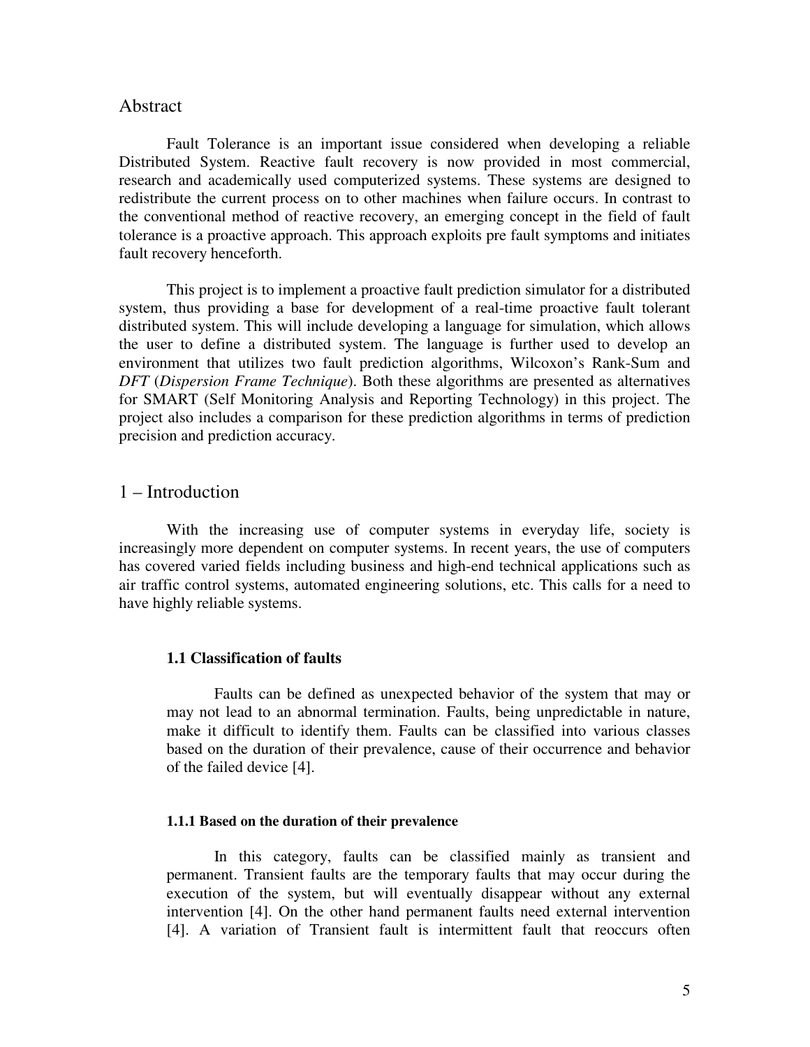## Abstract

Fault Tolerance is an important issue considered when developing a reliable Distributed System. Reactive fault recovery is now provided in most commercial, research and academically used computerized systems. These systems are designed to redistribute the current process on to other machines when failure occurs. In contrast to the conventional method of reactive recovery, an emerging concept in the field of fault tolerance is a proactive approach. This approach exploits pre fault symptoms and initiates fault recovery henceforth.

This project is to implement a proactive fault prediction simulator for a distributed system, thus providing a base for development of a real-time proactive fault tolerant distributed system. This will include developing a language for simulation, which allows the user to define a distributed system. The language is further used to develop an environment that utilizes two fault prediction algorithms, Wilcoxon's Rank-Sum and *DFT* (*Dispersion Frame Technique*). Both these algorithms are presented as alternatives for SMART (Self Monitoring Analysis and Reporting Technology) in this project. The project also includes a comparison for these prediction algorithms in terms of prediction precision and prediction accuracy.

## 1 – Introduction

With the increasing use of computer systems in everyday life, society is increasingly more dependent on computer systems. In recent years, the use of computers has covered varied fields including business and high-end technical applications such as air traffic control systems, automated engineering solutions, etc. This calls for a need to have highly reliable systems.

### 1.1 Classification of faults

Faults can be defined as unexpected behavior of the system that may or may not lead to an abnormal termination. Faults, being unpredictable in nature, make it difficult to identify them. Faults can be classified into various classes based on the duration of their prevalence, cause of their occurrence and behavior of the failed device [4].

#### 1.1.1 Based on the duration of their prevalence

In this category, faults can be classified mainly as transient and permanent. Transient faults are the temporary faults that may occur during the execution of the system, but will eventually disappear without any external intervention [4]. On the other hand permanent faults need external intervention [4]. A variation of Transient fault is intermittent fault that reoccurs often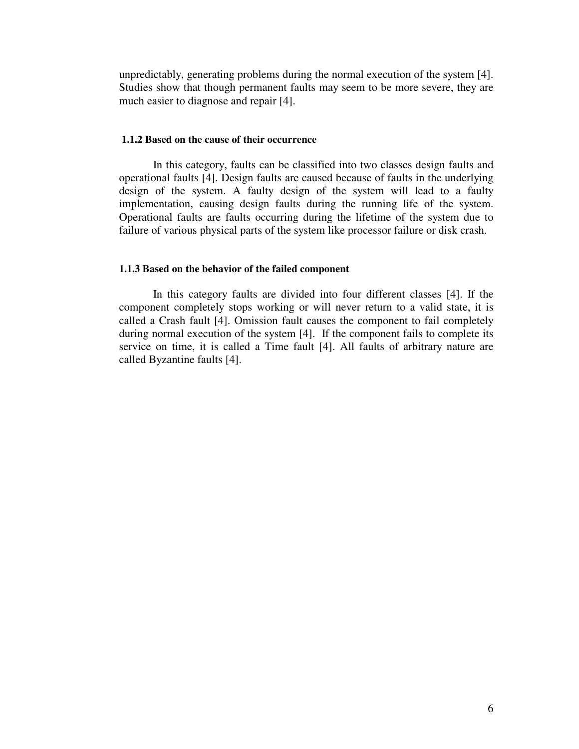unpredictably, generating problems during the normal execution of the system [4]. Studies show that though permanent faults may seem to be more severe, they are much easier to diagnose and repair [4].

### 1.1.2 Based on the cause of their occurrence

In this category, faults can be classified into two classes design faults and operational faults [4]. Design faults are caused because of faults in the underlying design of the system. A faulty design of the system will lead to a faulty implementation, causing design faults during the running life of the system. Operational faults are faults occurring during the lifetime of the system due to failure of various physical parts of the system like processor failure or disk crash.

### 1.1.3 Based on the behavior of the failed component

In this category faults are divided into four different classes [4]. If the component completely stops working or will never return to a valid state, it is called a Crash fault [4]. Omission fault causes the component to fail completely during normal execution of the system [4]. If the component fails to complete its service on time, it is called a Time fault [4]. All faults of arbitrary nature are called Byzantine faults [4].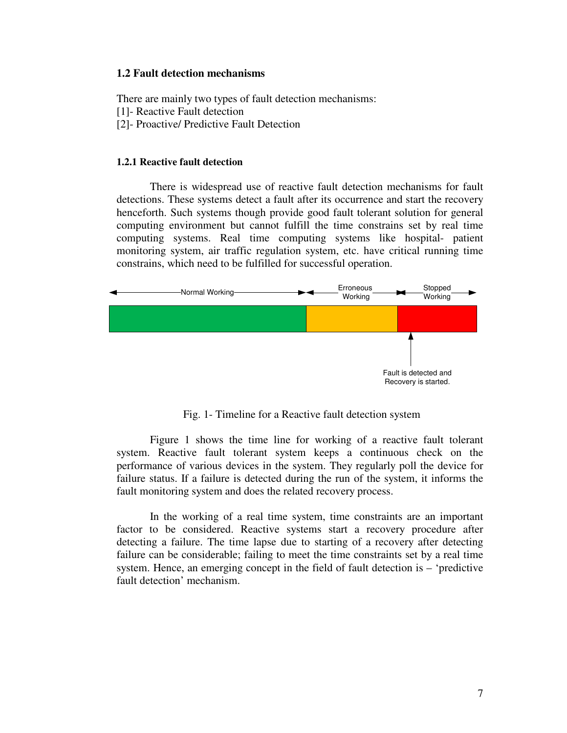### 1.2 Fault detection mechanisms

There are mainly two types of fault detection mechanisms:
[1]- Reactive Fault detection
[2]- Proactive/ Predictive Fault Detection

#### 1.2.1 Reactive fault detection

There is widespread use of reactive fault detection mechanisms for fault detections. These systems detect a fault after its occurrence and start the recovery henceforth. Such systems though provide good fault tolerant solution for general computing environment but cannot fulfill the time constrains set by real time computing systems. Real time computing systems like hospital- patient monitoring system, air traffic regulation system, etc. have critical running time constrains, which need to be fulfilled for successful operation.

Normal Working | Erroneous Working | Stopped Working

Fault is detected and Recovery is started.

Fig. 1- Timeline for a Reactive fault detection system

Figure 1 shows the time line for working of a reactive fault tolerant system. Reactive fault tolerant system keeps a continuous check on the performance of various devices in the system. They regularly poll the device for failure status. If a failure is detected during the run of the system, it informs the fault monitoring system and does the related recovery process.

In the working of a real time system, time constraints are an important factor to be considered. Reactive systems start a recovery procedure after detecting a failure. The time lapse due to starting of a recovery after detecting failure can be considerable; failing to meet the time constraints set by a real time system. Hence, an emerging concept in the field of fault detection is – 'predictive fault detection' mechanism.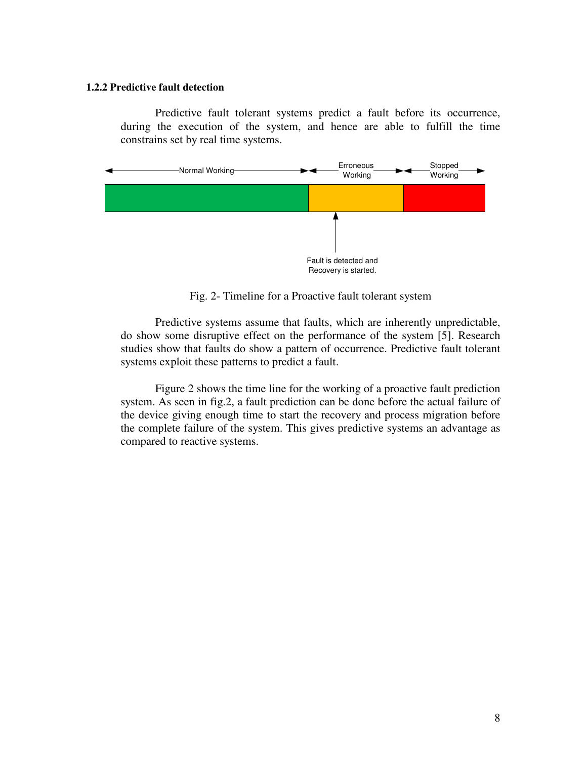### 1.2.2 Predictive fault detection

Predictive fault tolerant systems predict a fault before its occurrence, during the execution of the system, and hence are able to fulfill the time constrains set by real time systems.

Normal Working — Erroneous Working — Stopped Working

Fault is detected and Recovery is started.

Fig. 2- Timeline for a Proactive fault tolerant system

Predictive systems assume that faults, which are inherently unpredictable, do show some disruptive effect on the performance of the system [5]. Research studies show that faults do show a pattern of occurrence. Predictive fault tolerant systems exploit these patterns to predict a fault.

Figure 2 shows the time line for the working of a proactive fault prediction system. As seen in fig.2, a fault prediction can be done before the actual failure of the device giving enough time to start the recovery and process migration before the complete failure of the system. This gives predictive systems an advantage as compared to reactive systems.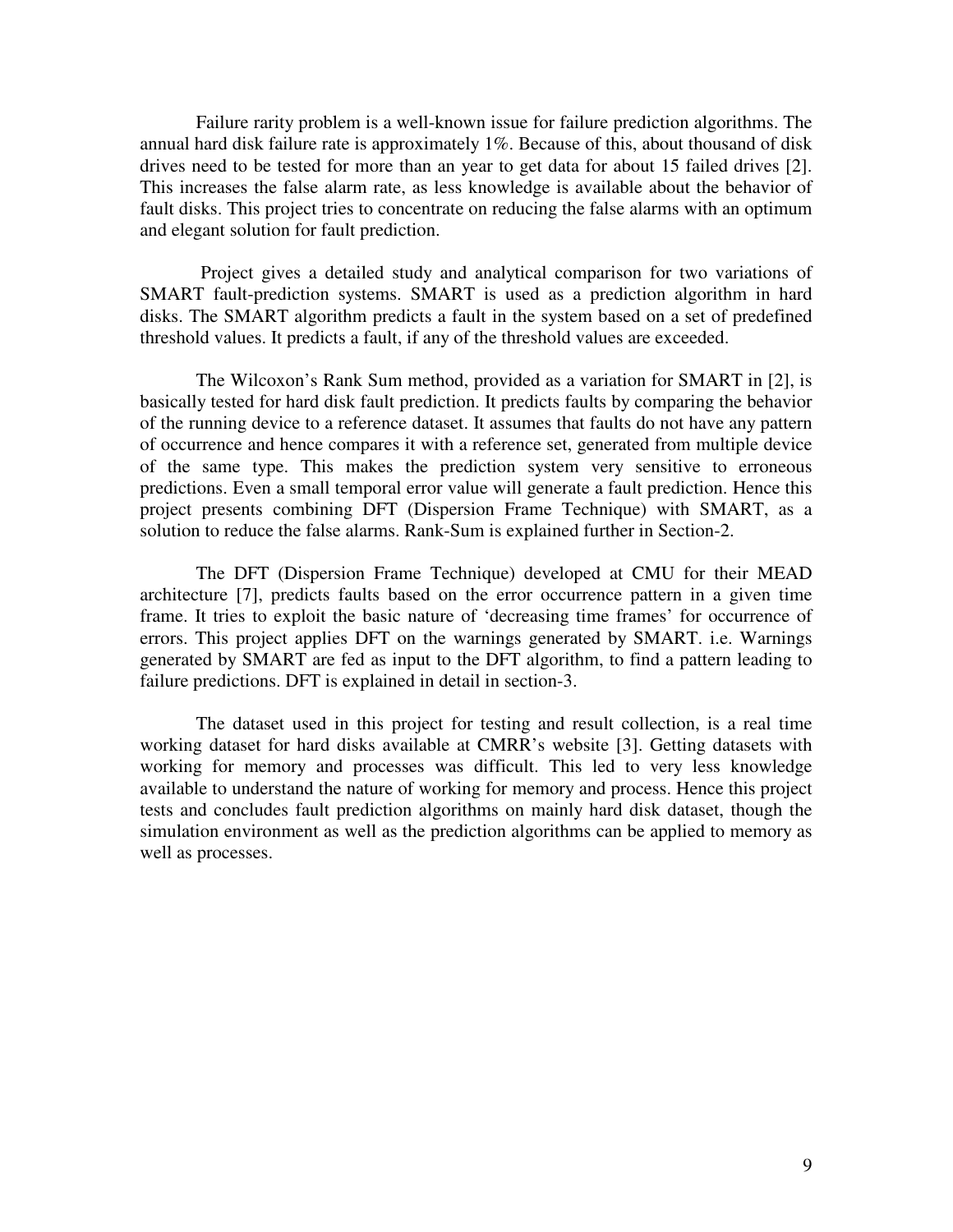Failure rarity problem is a well-known issue for failure prediction algorithms. The annual hard disk failure rate is approximately 1%. Because of this, about thousand of disk drives need to be tested for more than an year to get data for about 15 failed drives [2]. This increases the false alarm rate, as less knowledge is available about the behavior of fault disks. This project tries to concentrate on reducing the false alarms with an optimum and elegant solution for fault prediction.

Project gives a detailed study and analytical comparison for two variations of SMART fault-prediction systems. SMART is used as a prediction algorithm in hard disks. The SMART algorithm predicts a fault in the system based on a set of predefined threshold values. It predicts a fault, if any of the threshold values are exceeded.

The Wilcoxon's Rank Sum method, provided as a variation for SMART in [2], is basically tested for hard disk fault prediction. It predicts faults by comparing the behavior of the running device to a reference dataset. It assumes that faults do not have any pattern of occurrence and hence compares it with a reference set, generated from multiple device of the same type. This makes the prediction system very sensitive to erroneous predictions. Even a small temporal error value will generate a fault prediction. Hence this project presents combining DFT (Dispersion Frame Technique) with SMART, as a solution to reduce the false alarms. Rank-Sum is explained further in Section-2.

The DFT (Dispersion Frame Technique) developed at CMU for their MEAD architecture [7], predicts faults based on the error occurrence pattern in a given time frame. It tries to exploit the basic nature of 'decreasing time frames' for occurrence of errors. This project applies DFT on the warnings generated by SMART. i.e. Warnings generated by SMART are fed as input to the DFT algorithm, to find a pattern leading to failure predictions. DFT is explained in detail in section-3.

The dataset used in this project for testing and result collection, is a real time working dataset for hard disks available at CMRR's website [3]. Getting datasets with working for memory and processes was difficult. This led to very less knowledge available to understand the nature of working for memory and process. Hence this project tests and concludes fault prediction algorithms on mainly hard disk dataset, though the simulation environment as well as the prediction algorithms can be applied to memory as well as processes.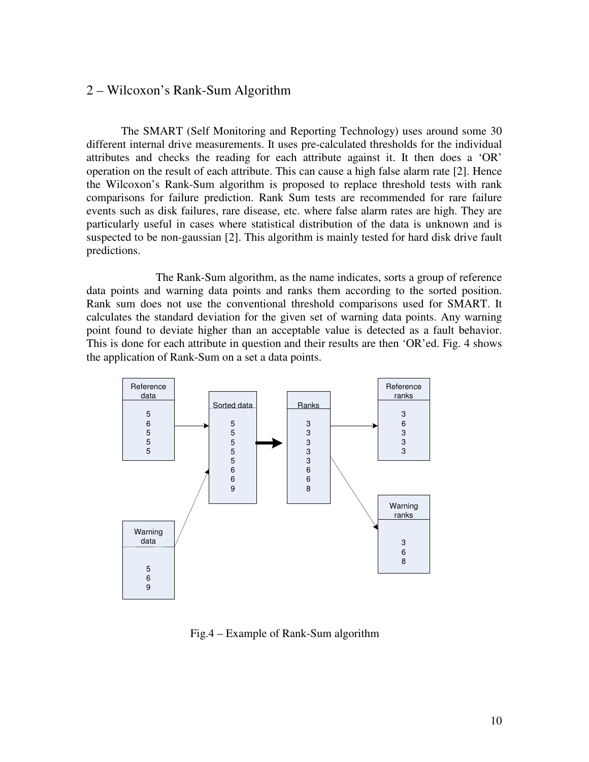## 2 – Wilcoxon's Rank-Sum Algorithm

The SMART (Self Monitoring and Reporting Technology) uses around some 30 different internal drive measurements. It uses pre-calculated thresholds for the individual attributes and checks the reading for each attribute against it. It then does a 'OR' operation on the result of each attribute. This can cause a high false alarm rate [2]. Hence the Wilcoxon's Rank-Sum algorithm is proposed to replace threshold tests with rank comparisons for failure prediction. Rank Sum tests are recommended for rare failure events such as disk failures, rare disease, etc. where false alarm rates are high. They are particularly useful in cases where statistical distribution of the data is unknown and is suspected to be non-gaussian [2]. This algorithm is mainly tested for hard disk drive fault predictions.

The Rank-Sum algorithm, as the name indicates, sorts a group of reference data points and warning data points and ranks them according to the sorted position. Rank sum does not use the conventional threshold comparisons used for SMART. It calculates the standard deviation for the given set of warning data points. Any warning point found to deviate higher than an acceptable value is detected as a fault behavior. This is done for each attribute in question and their results are then 'OR'ed. Fig. 4 shows the application of Rank-Sum on a set a data points.

| Reference data | Warning data | Sorted data | Ranks | Reference ranks | Warning ranks |
|---|---|---|---|---|---|
| 5 | 5 | 5 | 3 | 3 | 3 |
| 6 | 6 | 5 | 3 | 6 | 6 |
| 5 | 9 | 5 | 3 | 3 | 8 |
| 5 | | 5 | 3 | 3 | |
| 5 | | 5 | 3 | 3 | |
| | | 6 | 6 | | |
| | | 6 | 6 | | |
| | | 9 | 8 | | |

Fig.4 – Example of Rank-Sum algorithm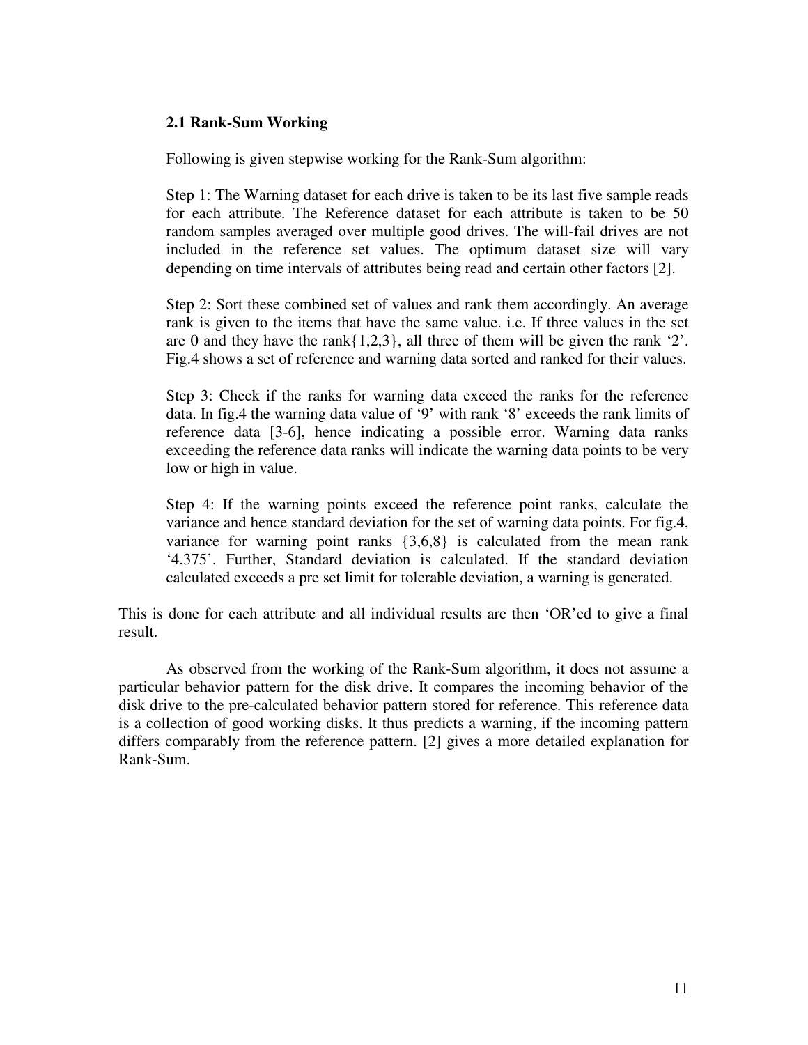### 2.1 Rank-Sum Working

Following is given stepwise working for the Rank-Sum algorithm:

Step 1: The Warning dataset for each drive is taken to be its last five sample reads for each attribute. The Reference dataset for each attribute is taken to be 50 random samples averaged over multiple good drives. The will-fail drives are not included in the reference set values. The optimum dataset size will vary depending on time intervals of attributes being read and certain other factors [2].

Step 2: Sort these combined set of values and rank them accordingly. An average rank is given to the items that have the same value. i.e. If three values in the set are 0 and they have the rank{1,2,3}, all three of them will be given the rank '2'. Fig.4 shows a set of reference and warning data sorted and ranked for their values.

Step 3: Check if the ranks for warning data exceed the ranks for the reference data. In fig.4 the warning data value of '9' with rank '8' exceeds the rank limits of reference data [3-6], hence indicating a possible error. Warning data ranks exceeding the reference data ranks will indicate the warning data points to be very low or high in value.

Step 4: If the warning points exceed the reference point ranks, calculate the variance and hence standard deviation for the set of warning data points. For fig.4, variance for warning point ranks {3,6,8} is calculated from the mean rank '4.375'. Further, Standard deviation is calculated. If the standard deviation calculated exceeds a pre set limit for tolerable deviation, a warning is generated.

This is done for each attribute and all individual results are then 'OR'ed to give a final result.

As observed from the working of the Rank-Sum algorithm, it does not assume a particular behavior pattern for the disk drive. It compares the incoming behavior of the disk drive to the pre-calculated behavior pattern stored for reference. This reference data is a collection of good working disks. It thus predicts a warning, if the incoming pattern differs comparably from the reference pattern. [2] gives a more detailed explanation for Rank-Sum.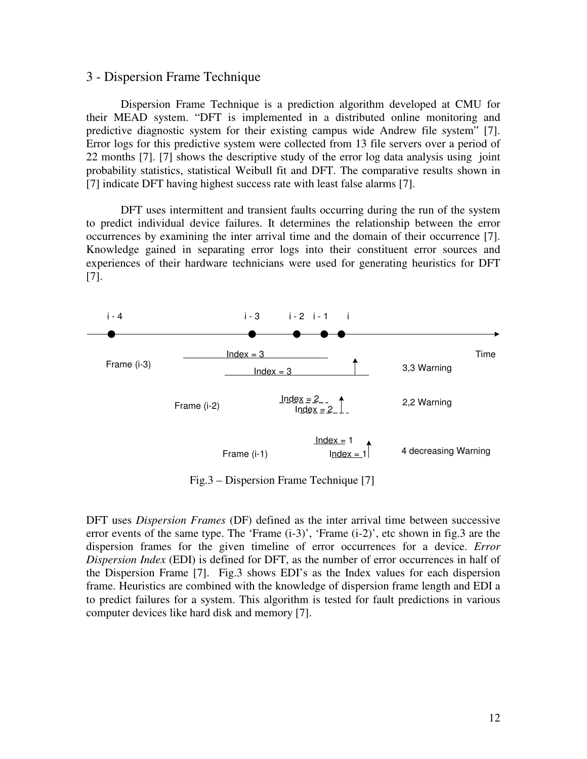## 3 - Dispersion Frame Technique

Dispersion Frame Technique is a prediction algorithm developed at CMU for their MEAD system. "DFT is implemented in a distributed online monitoring and predictive diagnostic system for their existing campus wide Andrew file system" [7]. Error logs for this predictive system were collected from 13 file servers over a period of 22 months [7]. [7] shows the descriptive study of the error log data analysis using joint probability statistics, statistical Weibull fit and DFT. The comparative results shown in [7] indicate DFT having highest success rate with least false alarms [7].

DFT uses intermittent and transient faults occurring during the run of the system to predict individual device failures. It determines the relationship between the error occurrences by examining the inter arrival time and the domain of their occurrence [7]. Knowledge gained in separating error logs into their constituent error sources and experiences of their hardware technicians were used for generating heuristics for DFT [7].

Fig.3 – Dispersion Frame Technique [7]

DFT uses *Dispersion Frames* (DF) defined as the inter arrival time between successive error events of the same type. The 'Frame (i-3)', 'Frame (i-2)', etc shown in fig.3 are the dispersion frames for the given timeline of error occurrences for a device. *Error Dispersion Index* (EDI) is defined for DFT, as the number of error occurrences in half of the Dispersion Frame [7]. Fig.3 shows EDI's as the Index values for each dispersion frame. Heuristics are combined with the knowledge of dispersion frame length and EDI a to predict failures for a system. This algorithm is tested for fault predictions in various computer devices like hard disk and memory [7].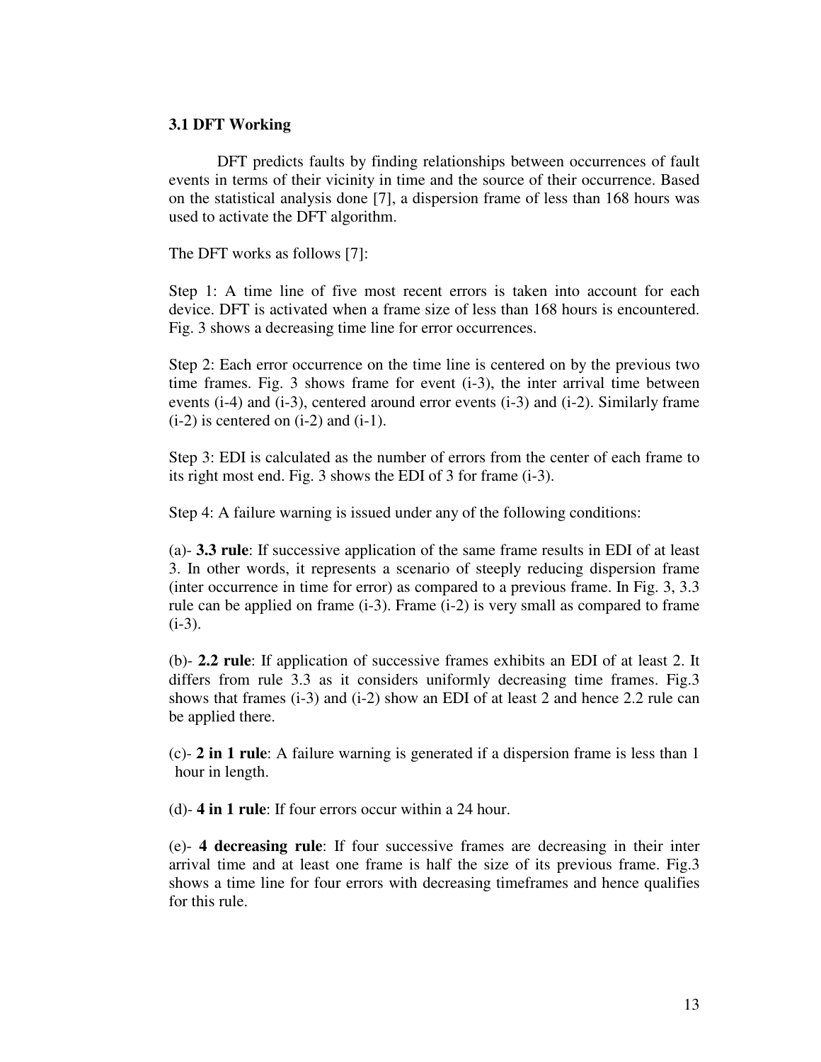### 3.1 DFT Working

DFT predicts faults by finding relationships between occurrences of fault events in terms of their vicinity in time and the source of their occurrence. Based on the statistical analysis done [7], a dispersion frame of less than 168 hours was used to activate the DFT algorithm.

The DFT works as follows [7]:

Step 1: A time line of five most recent errors is taken into account for each device. DFT is activated when a frame size of less than 168 hours is encountered. Fig. 3 shows a decreasing time line for error occurrences.

Step 2: Each error occurrence on the time line is centered on by the previous two time frames. Fig. 3 shows frame for event (i-3), the inter arrival time between events (i-4) and (i-3), centered around error events (i-3) and (i-2). Similarly frame (i-2) is centered on (i-2) and (i-1).

Step 3: EDI is calculated as the number of errors from the center of each frame to its right most end. Fig. 3 shows the EDI of 3 for frame (i-3).

Step 4: A failure warning is issued under any of the following conditions:

(a)- **3.3 rule**: If successive application of the same frame results in EDI of at least 3. In other words, it represents a scenario of steeply reducing dispersion frame (inter occurrence in time for error) as compared to a previous frame. In Fig. 3, 3.3 rule can be applied on frame (i-3). Frame (i-2) is very small as compared to frame (i-3).

(b)- **2.2 rule**: If application of successive frames exhibits an EDI of at least 2. It differs from rule 3.3 as it considers uniformly decreasing time frames. Fig.3 shows that frames (i-3) and (i-2) show an EDI of at least 2 and hence 2.2 rule can be applied there.

(c)- **2 in 1 rule**: A failure warning is generated if a dispersion frame is less than 1 hour in length.

(d)- **4 in 1 rule**: If four errors occur within a 24 hour.

(e)- **4 decreasing rule**: If four successive frames are decreasing in their inter arrival time and at least one frame is half the size of its previous frame. Fig.3 shows a time line for four errors with decreasing timeframes and hence qualifies for this rule.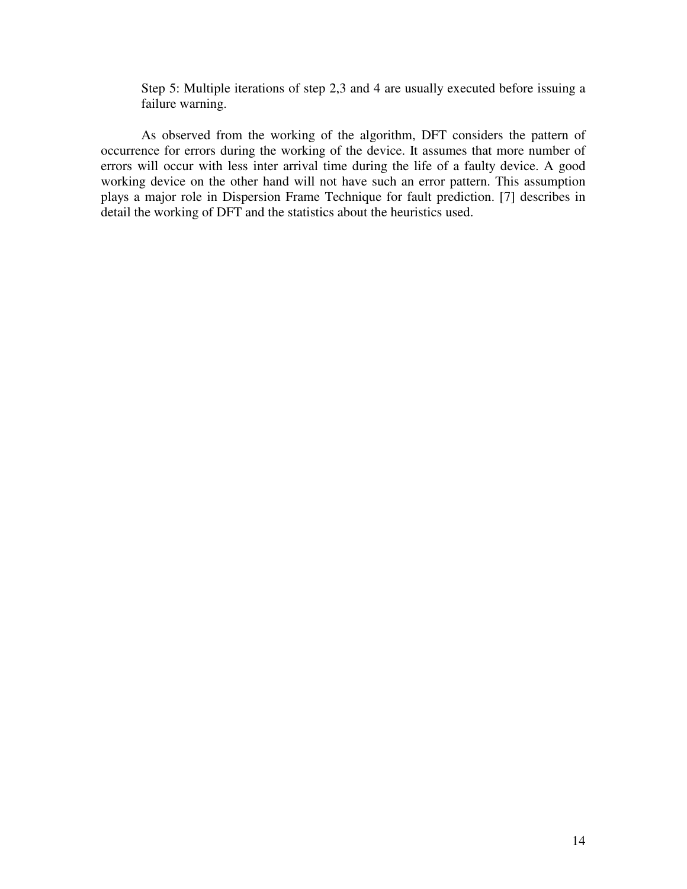Step 5: Multiple iterations of step 2,3 and 4 are usually executed before issuing a failure warning.

As observed from the working of the algorithm, DFT considers the pattern of occurrence for errors during the working of the device. It assumes that more number of errors will occur with less inter arrival time during the life of a faulty device. A good working device on the other hand will not have such an error pattern. This assumption plays a major role in Dispersion Frame Technique for fault prediction. [7] describes in detail the working of DFT and the statistics about the heuristics used.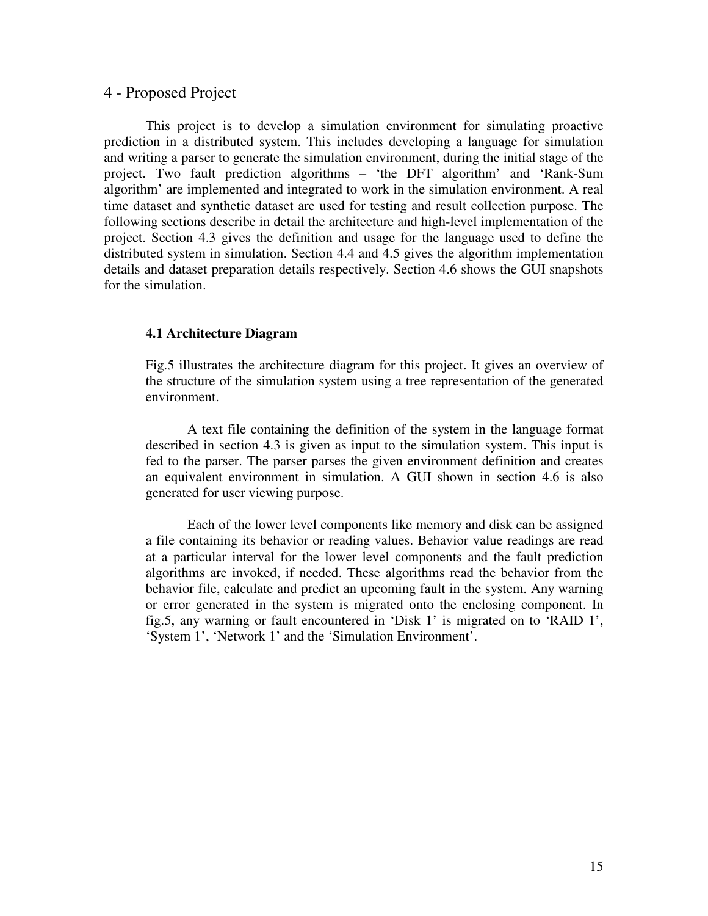# 4 - Proposed Project

This project is to develop a simulation environment for simulating proactive prediction in a distributed system. This includes developing a language for simulation and writing a parser to generate the simulation environment, during the initial stage of the project. Two fault prediction algorithms – 'the DFT algorithm' and 'Rank-Sum algorithm' are implemented and integrated to work in the simulation environment. A real time dataset and synthetic dataset are used for testing and result collection purpose. The following sections describe in detail the architecture and high-level implementation of the project. Section 4.3 gives the definition and usage for the language used to define the distributed system in simulation. Section 4.4 and 4.5 gives the algorithm implementation details and dataset preparation details respectively. Section 4.6 shows the GUI snapshots for the simulation.

### 4.1 Architecture Diagram

Fig.5 illustrates the architecture diagram for this project. It gives an overview of the structure of the simulation system using a tree representation of the generated environment.

A text file containing the definition of the system in the language format described in section 4.3 is given as input to the simulation system. This input is fed to the parser. The parser parses the given environment definition and creates an equivalent environment in simulation. A GUI shown in section 4.6 is also generated for user viewing purpose.

Each of the lower level components like memory and disk can be assigned a file containing its behavior or reading values. Behavior value readings are read at a particular interval for the lower level components and the fault prediction algorithms are invoked, if needed. These algorithms read the behavior from the behavior file, calculate and predict an upcoming fault in the system. Any warning or error generated in the system is migrated onto the enclosing component. In fig.5, any warning or fault encountered in 'Disk 1' is migrated on to 'RAID 1', 'System 1', 'Network 1' and the 'Simulation Environment'.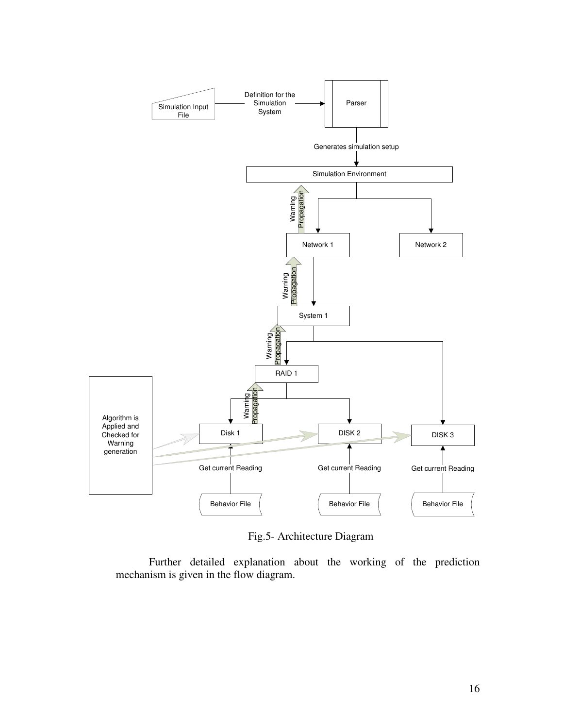Fig.5- Architecture Diagram

Further detailed explanation about the working of the prediction mechanism is given in the flow diagram.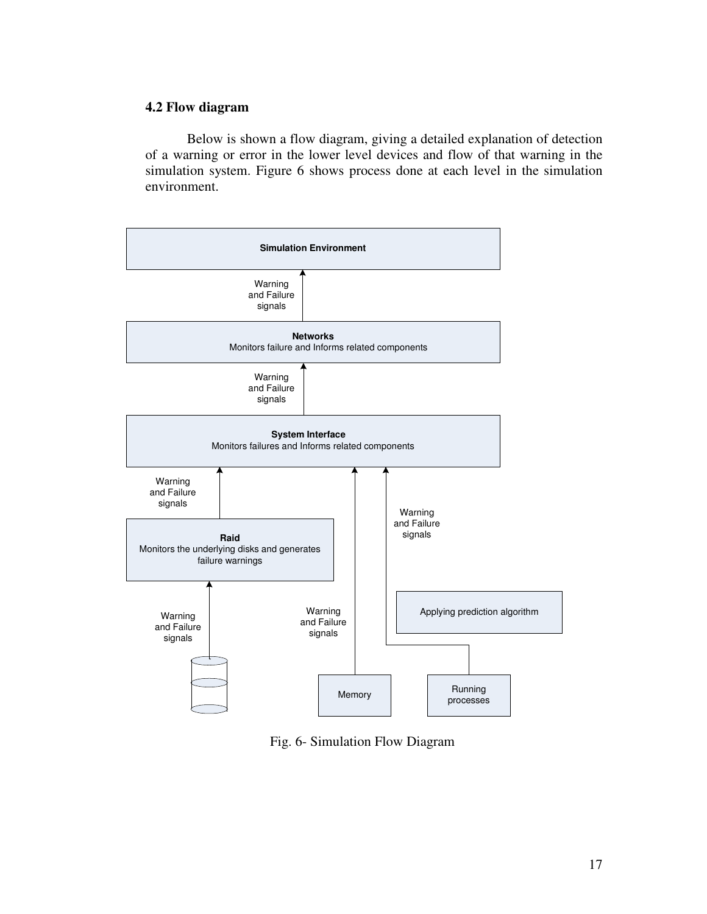## 4.2 Flow diagram

Below is shown a flow diagram, giving a detailed explanation of detection of a warning or error in the lower level devices and flow of that warning in the simulation system. Figure 6 shows process done at each level in the simulation environment.

Fig. 6- Simulation Flow Diagram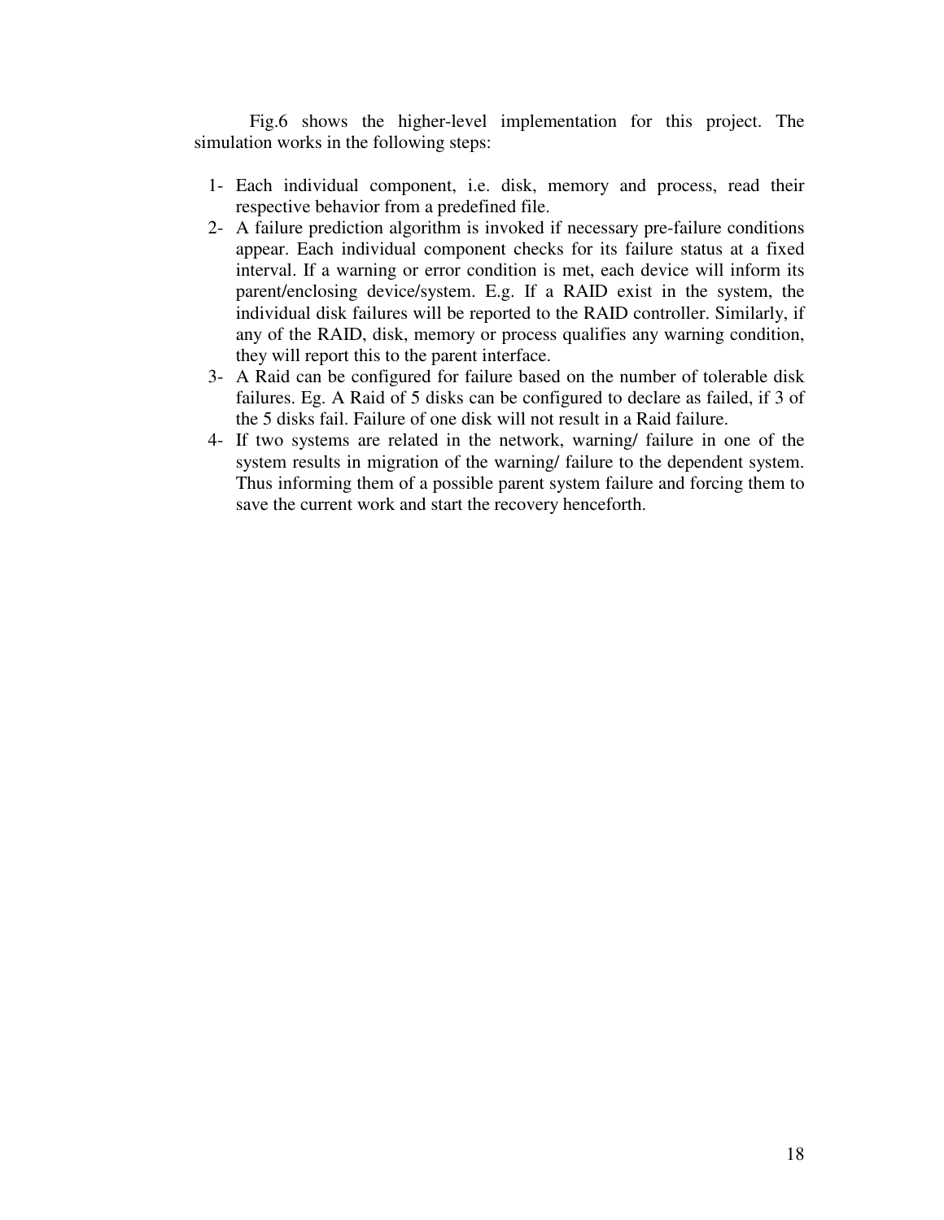Fig.6 shows the higher-level implementation for this project. The simulation works in the following steps:

1- Each individual component, i.e. disk, memory and process, read their respective behavior from a predefined file.
2- A failure prediction algorithm is invoked if necessary pre-failure conditions appear. Each individual component checks for its failure status at a fixed interval. If a warning or error condition is met, each device will inform its parent/enclosing device/system. E.g. If a RAID exist in the system, the individual disk failures will be reported to the RAID controller. Similarly, if any of the RAID, disk, memory or process qualifies any warning condition, they will report this to the parent interface.
3- A Raid can be configured for failure based on the number of tolerable disk failures. Eg. A Raid of 5 disks can be configured to declare as failed, if 3 of the 5 disks fail. Failure of one disk will not result in a Raid failure.
4- If two systems are related in the network, warning/ failure in one of the system results in migration of the warning/ failure to the dependent system. Thus informing them of a possible parent system failure and forcing them to save the current work and start the recovery henceforth.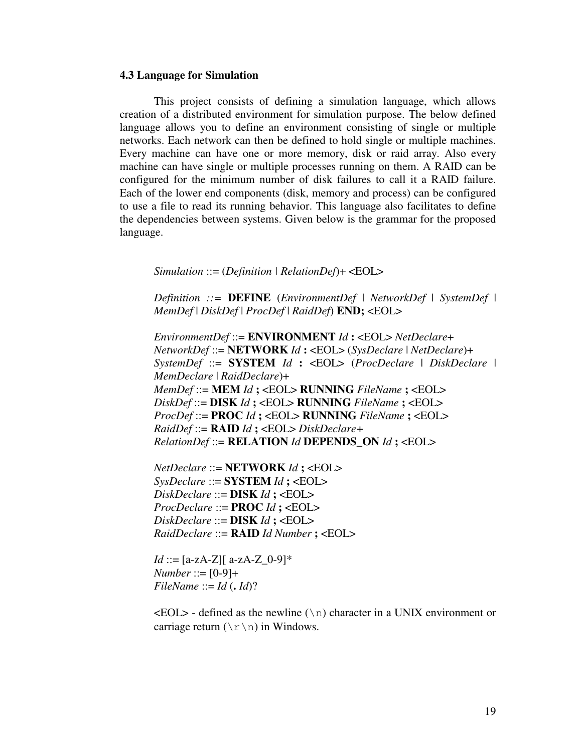### 4.3 Language for Simulation

This project consists of defining a simulation language, which allows creation of a distributed environment for simulation purpose. The below defined language allows you to define an environment consisting of single or multiple networks. Each network can then be defined to hold single or multiple machines. Every machine can have one or more memory, disk or raid array. Also every machine can have single or multiple processes running on them. A RAID can be configured for the minimum number of disk failures to call it a RAID failure. Each of the lower end components (disk, memory and process) can be configured to use a file to read its running behavior. This language also facilitates to define the dependencies between systems. Given below is the grammar for the proposed language.

*Simulation* ::= (*Definition* | *RelationDef*)+ <EOL>

*Definition ::=* **DEFINE** (*EnvironmentDef* | *NetworkDef* | *SystemDef* | *MemDef* | *DiskDef* | *ProcDef* | *RaidDef*) **END;** <EOL>

*EnvironmentDef* ::= **ENVIRONMENT** *Id* **:** <EOL> *NetDeclare*+
*NetworkDef* ::= **NETWORK** *Id* **:** <EOL> (*SysDeclare* | *NetDeclare*)+
*SystemDef* ::= **SYSTEM** *Id* **:** <EOL> (*ProcDeclare* | *DiskDeclare* | *MemDeclare* | *RaidDeclare*)+
*MemDef* ::= **MEM** *Id* **;** <EOL> **RUNNING** *FileName* **;** <EOL>
*DiskDef* ::= **DISK** *Id* **;** <EOL> **RUNNING** *FileName* **;** <EOL>
*ProcDef* ::= **PROC** *Id* **;** <EOL> **RUNNING** *FileName* **;** <EOL>
*RaidDef* ::= **RAID** *Id* **;** <EOL> *DiskDeclare+*
*RelationDef* ::= **RELATION** *Id* **DEPENDS_ON** *Id* **;** <EOL>

*NetDeclare* ::= **NETWORK** *Id* **;** <EOL>
*SysDeclare* ::= **SYSTEM** *Id* **;** <EOL>
*DiskDeclare* ::= **DISK** *Id* **;** <EOL>
*ProcDeclare* ::= **PROC** *Id* **;** <EOL>
*DiskDeclare* ::= **DISK** *Id* **;** <EOL>
*RaidDeclare* ::= **RAID** *Id Number* **;** <EOL>

*Id* ::= [a-zA-Z][ a-zA-Z_0-9]*
*Number* ::= [0-9]+
*FileName* ::= *Id* (**.** *Id*)?

<EOL> - defined as the newline (`\n`) character in a UNIX environment or carriage return (`\r\n`) in Windows.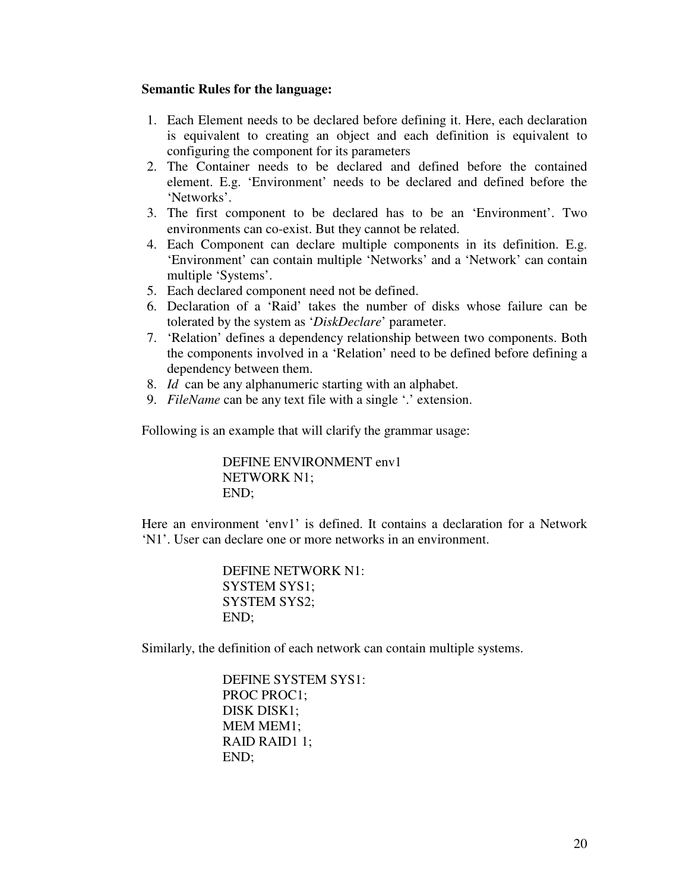**Semantic Rules for the language:**

1. Each Element needs to be declared before defining it. Here, each declaration is equivalent to creating an object and each definition is equivalent to configuring the component for its parameters
2. The Container needs to be declared and defined before the contained element. E.g. 'Environment' needs to be declared and defined before the 'Networks'.
3. The first component to be declared has to be an 'Environment'. Two environments can co-exist. But they cannot be related.
4. Each Component can declare multiple components in its definition. E.g. 'Environment' can contain multiple 'Networks' and a 'Network' can contain multiple 'Systems'.
5. Each declared component need not be defined.
6. Declaration of a 'Raid' takes the number of disks whose failure can be tolerated by the system as '*DiskDeclare*' parameter.
7. 'Relation' defines a dependency relationship between two components. Both the components involved in a 'Relation' need to be defined before defining a dependency between them.
8. *Id* can be any alphanumeric starting with an alphabet.
9. *FileName* can be any text file with a single '.' extension.

Following is an example that will clarify the grammar usage:

```
DEFINE ENVIRONMENT env1
NETWORK N1;
END;
```

Here an environment 'env1' is defined. It contains a declaration for a Network 'N1'. User can declare one or more networks in an environment.

```
DEFINE NETWORK N1:
SYSTEM SYS1;
SYSTEM SYS2;
END;
```

Similarly, the definition of each network can contain multiple systems.

```
DEFINE SYSTEM SYS1:
PROC PROC1;
DISK DISK1;
MEM MEM1;
RAID RAID1 1;
END;
```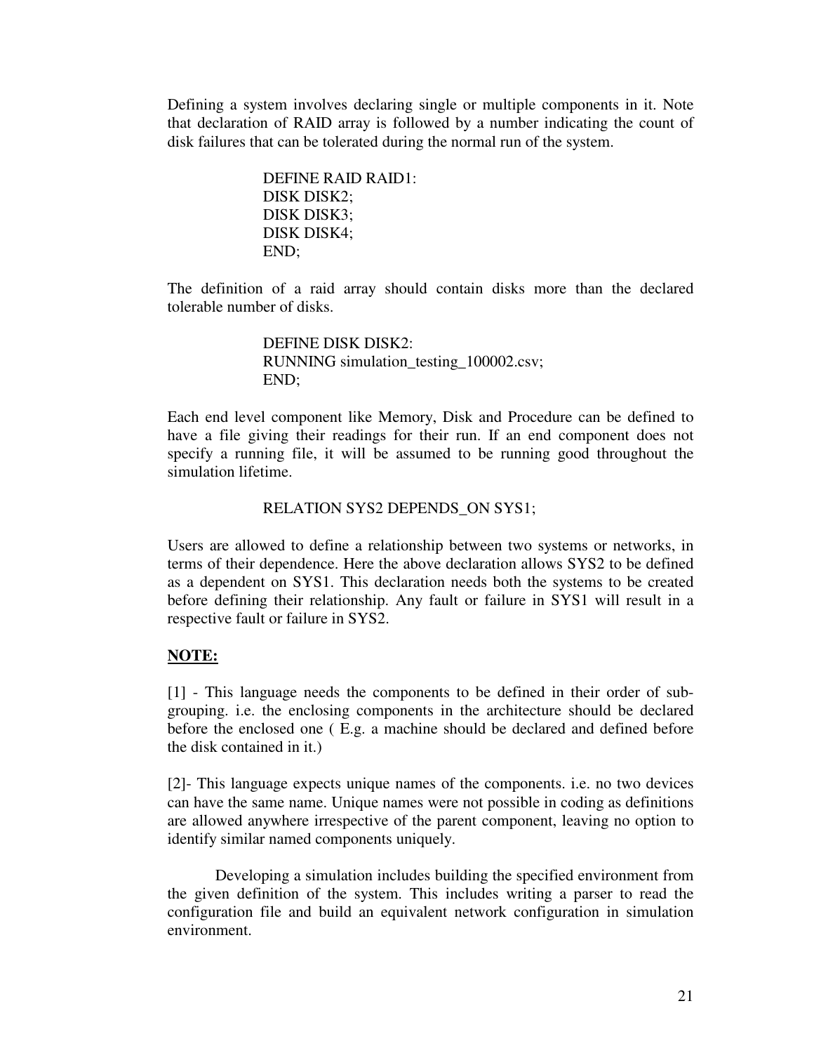Defining a system involves declaring single or multiple components in it. Note that declaration of RAID array is followed by a number indicating the count of disk failures that can be tolerated during the normal run of the system.

```
DEFINE RAID RAID1:
DISK DISK2;
DISK DISK3;
DISK DISK4;
END;
```

The definition of a raid array should contain disks more than the declared tolerable number of disks.

```
DEFINE DISK DISK2:
RUNNING simulation_testing_100002.csv;
END;
```

Each end level component like Memory, Disk and Procedure can be defined to have a file giving their readings for their run. If an end component does not specify a running file, it will be assumed to be running good throughout the simulation lifetime.

```
RELATION SYS2 DEPENDS_ON SYS1;
```

Users are allowed to define a relationship between two systems or networks, in terms of their dependence. Here the above declaration allows SYS2 to be defined as a dependent on SYS1. This declaration needs both the systems to be created before defining their relationship. Any fault or failure in SYS1 will result in a respective fault or failure in SYS2.

**NOTE:**

[1] - This language needs the components to be defined in their order of sub-grouping. i.e. the enclosing components in the architecture should be declared before the enclosed one ( E.g. a machine should be declared and defined before the disk contained in it.)

[2]- This language expects unique names of the components. i.e. no two devices can have the same name. Unique names were not possible in coding as definitions are allowed anywhere irrespective of the parent component, leaving no option to identify similar named components uniquely.

Developing a simulation includes building the specified environment from the given definition of the system. This includes writing a parser to read the configuration file and build an equivalent network configuration in simulation environment.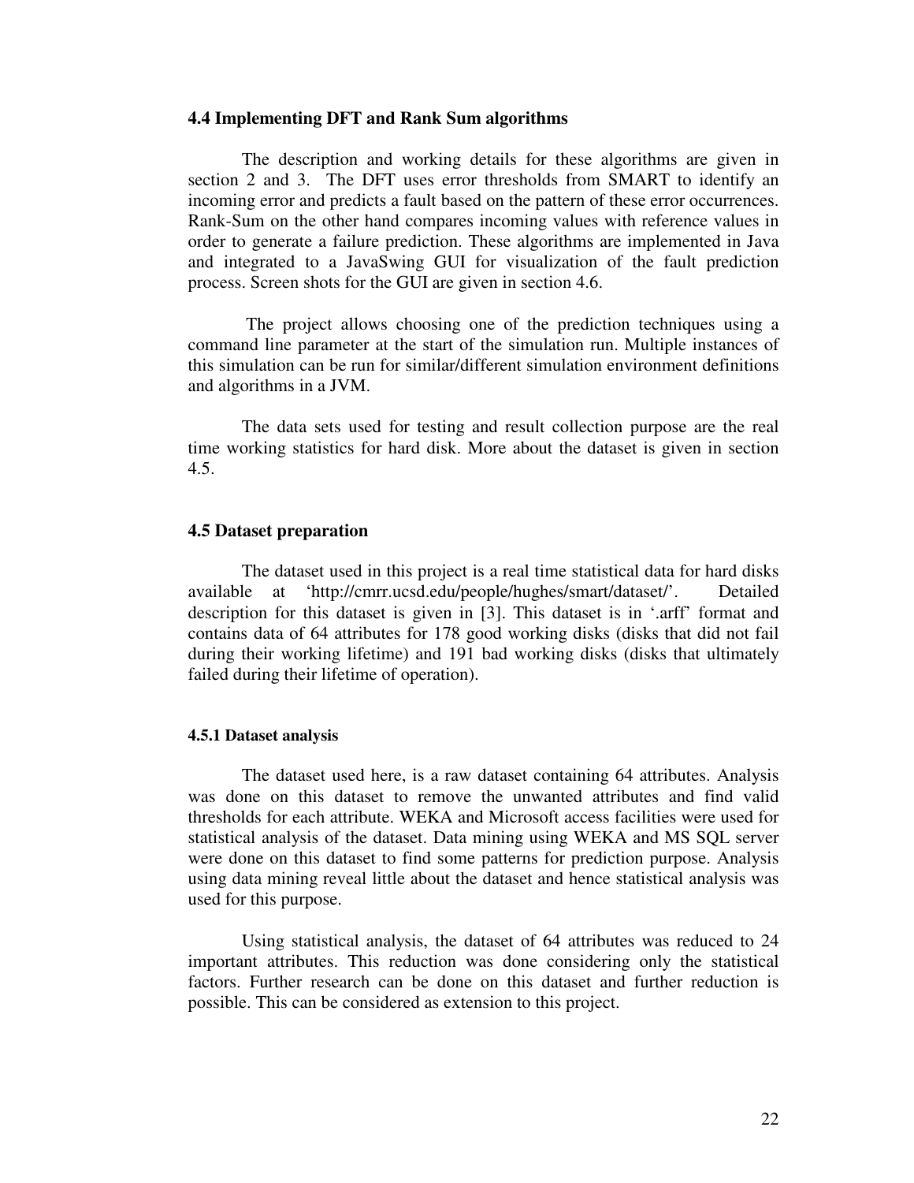### 4.4 Implementing DFT and Rank Sum algorithms

The description and working details for these algorithms are given in section 2 and 3. The DFT uses error thresholds from SMART to identify an incoming error and predicts a fault based on the pattern of these error occurrences. Rank-Sum on the other hand compares incoming values with reference values in order to generate a failure prediction. These algorithms are implemented in Java and integrated to a JavaSwing GUI for visualization of the fault prediction process. Screen shots for the GUI are given in section 4.6.

The project allows choosing one of the prediction techniques using a command line parameter at the start of the simulation run. Multiple instances of this simulation can be run for similar/different simulation environment definitions and algorithms in a JVM.

The data sets used for testing and result collection purpose are the real time working statistics for hard disk. More about the dataset is given in section 4.5.

### 4.5 Dataset preparation

The dataset used in this project is a real time statistical data for hard disks available at 'http://cmrr.ucsd.edu/people/hughes/smart/dataset/'. Detailed description for this dataset is given in [3]. This dataset is in '.arff' format and contains data of 64 attributes for 178 good working disks (disks that did not fail during their working lifetime) and 191 bad working disks (disks that ultimately failed during their lifetime of operation).

#### 4.5.1 Dataset analysis

The dataset used here, is a raw dataset containing 64 attributes. Analysis was done on this dataset to remove the unwanted attributes and find valid thresholds for each attribute. WEKA and Microsoft access facilities were used for statistical analysis of the dataset. Data mining using WEKA and MS SQL server were done on this dataset to find some patterns for prediction purpose. Analysis using data mining reveal little about the dataset and hence statistical analysis was used for this purpose.

Using statistical analysis, the dataset of 64 attributes was reduced to 24 important attributes. This reduction was done considering only the statistical factors. Further research can be done on this dataset and further reduction is possible. This can be considered as extension to this project.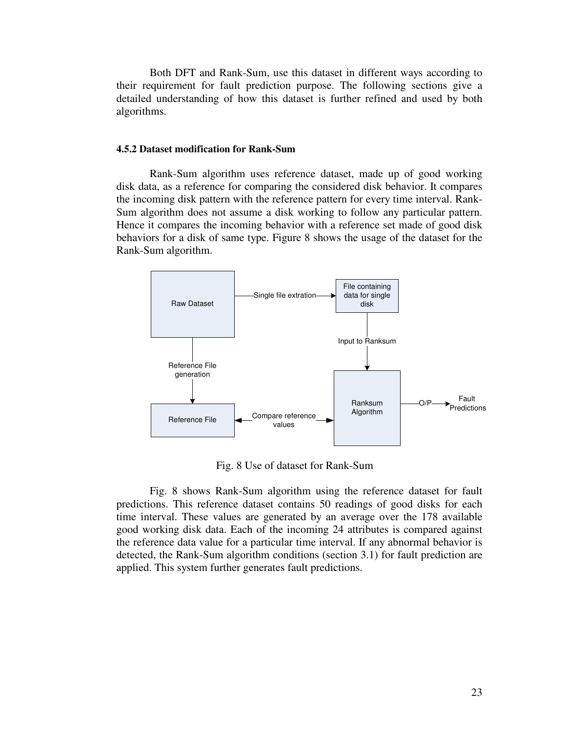Both DFT and Rank-Sum, use this dataset in different ways according to their requirement for fault prediction purpose. The following sections give a detailed understanding of how this dataset is further refined and used by both algorithms.

#### 4.5.2 Dataset modification for Rank-Sum

Rank-Sum algorithm uses reference dataset, made up of good working disk data, as a reference for comparing the considered disk behavior. It compares the incoming disk pattern with the reference pattern for every time interval. Rank-Sum algorithm does not assume a disk working to follow any particular pattern. Hence it compares the incoming behavior with a reference set made of good disk behaviors for a disk of same type. Figure 8 shows the usage of the dataset for the Rank-Sum algorithm.

Fig. 8 Use of dataset for Rank-Sum

Fig. 8 shows Rank-Sum algorithm using the reference dataset for fault predictions. This reference dataset contains 50 readings of good disks for each time interval. These values are generated by an average over the 178 available good working disk data. Each of the incoming 24 attributes is compared against the reference data value for a particular time interval. If any abnormal behavior is detected, the Rank-Sum algorithm conditions (section 3.1) for fault prediction are applied. This system further generates fault predictions.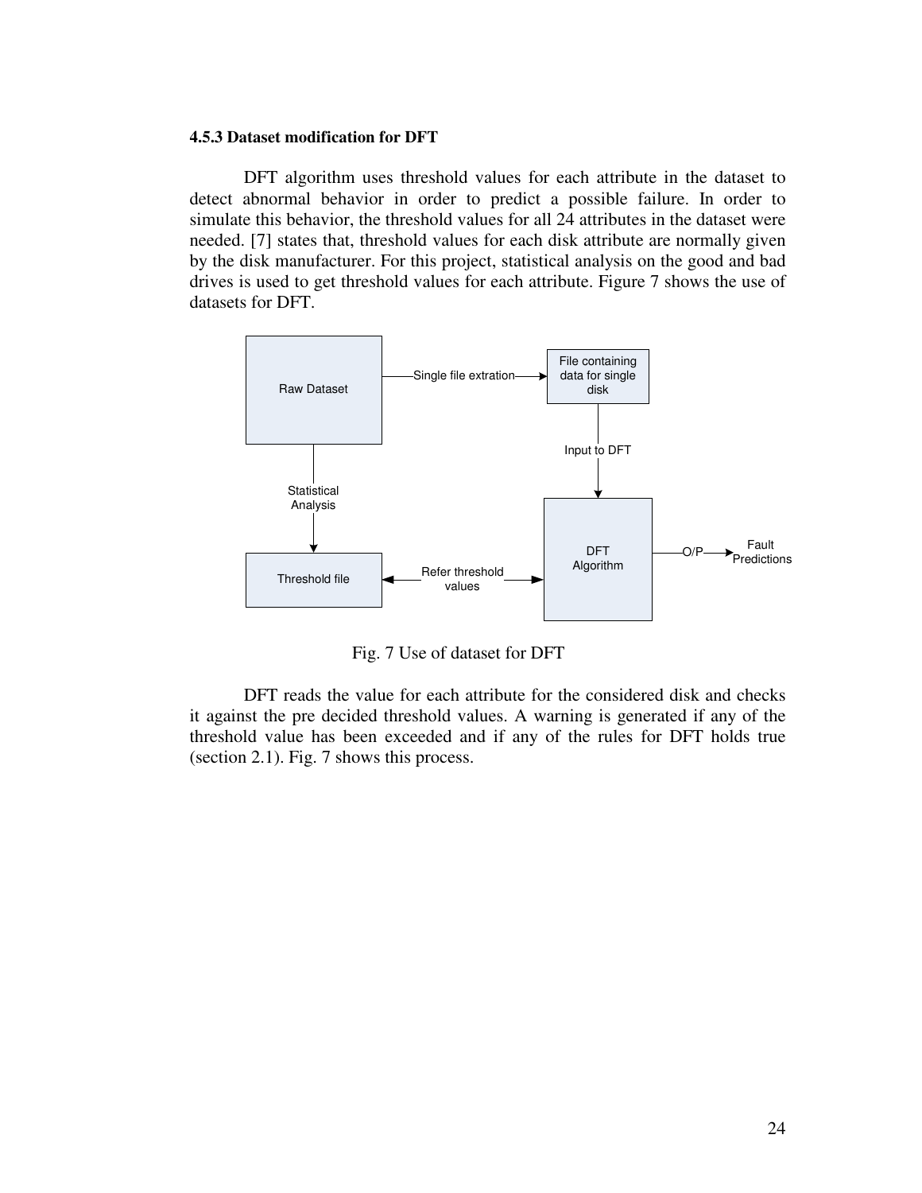### 4.5.3 Dataset modification for DFT

DFT algorithm uses threshold values for each attribute in the dataset to detect abnormal behavior in order to predict a possible failure. In order to simulate this behavior, the threshold values for all 24 attributes in the dataset were needed. [7] states that, threshold values for each disk attribute are normally given by the disk manufacturer. For this project, statistical analysis on the good and bad drives is used to get threshold values for each attribute. Figure 7 shows the use of datasets for DFT.

Fig. 7 Use of dataset for DFT

DFT reads the value for each attribute for the considered disk and checks it against the pre decided threshold values. A warning is generated if any of the threshold value has been exceeded and if any of the rules for DFT holds true (section 2.1). Fig. 7 shows this process.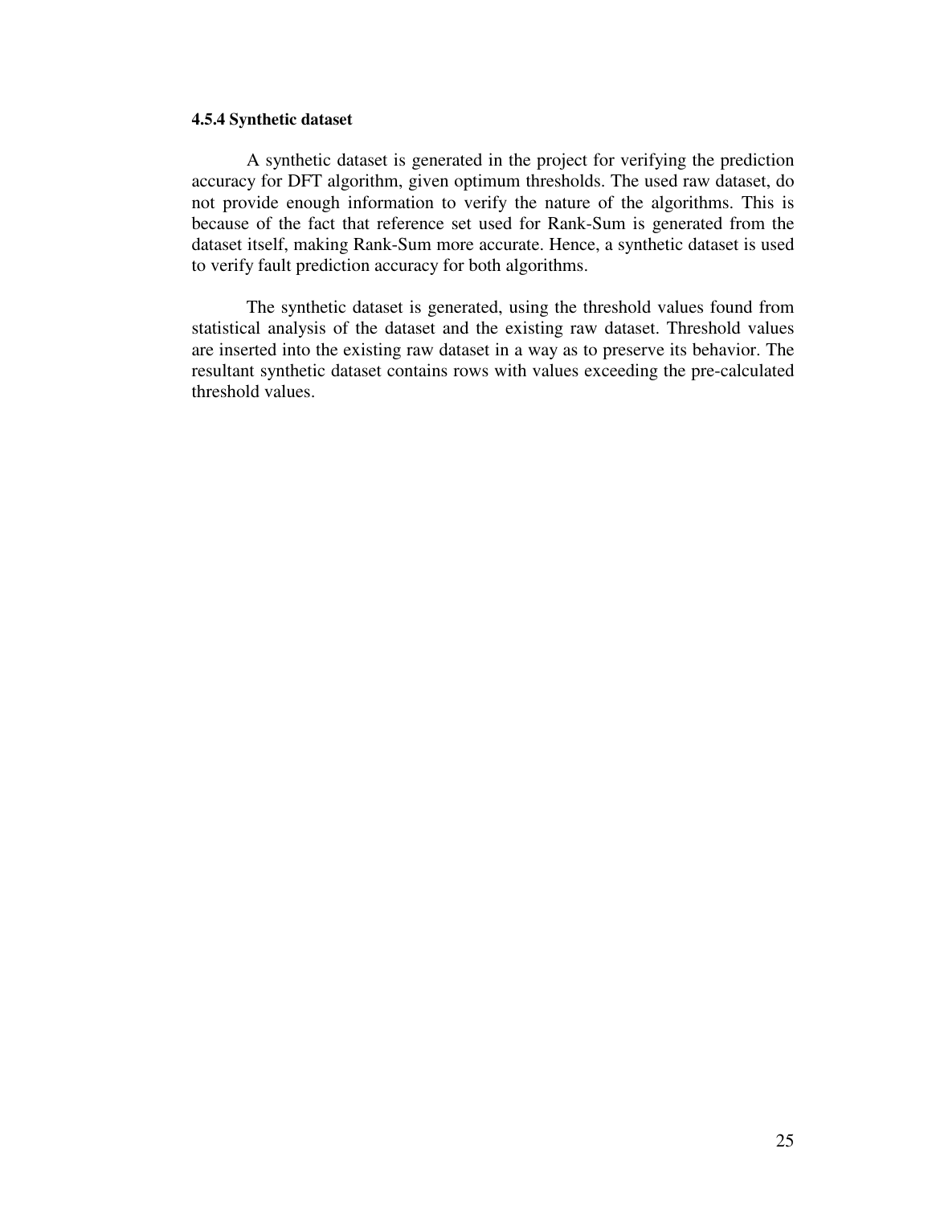#### 4.5.4 Synthetic dataset

A synthetic dataset is generated in the project for verifying the prediction accuracy for DFT algorithm, given optimum thresholds. The used raw dataset, do not provide enough information to verify the nature of the algorithms. This is because of the fact that reference set used for Rank-Sum is generated from the dataset itself, making Rank-Sum more accurate. Hence, a synthetic dataset is used to verify fault prediction accuracy for both algorithms.

The synthetic dataset is generated, using the threshold values found from statistical analysis of the dataset and the existing raw dataset. Threshold values are inserted into the existing raw dataset in a way as to preserve its behavior. The resultant synthetic dataset contains rows with values exceeding the pre-calculated threshold values.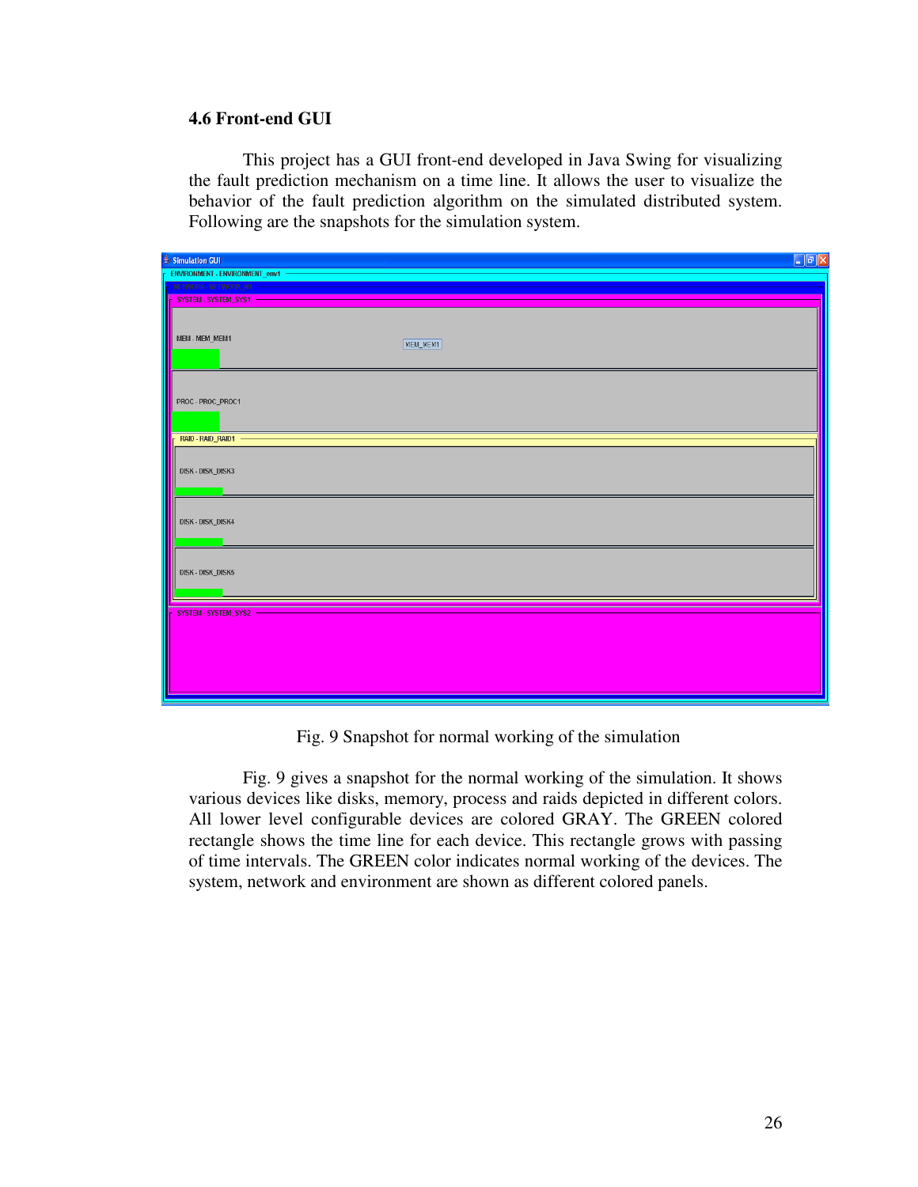### 4.6 Front-end GUI

This project has a GUI front-end developed in Java Swing for visualizing the fault prediction mechanism on a time line. It allows the user to visualize the behavior of the fault prediction algorithm on the simulated distributed system. Following are the snapshots for the simulation system.

Fig. 9 Snapshot for normal working of the simulation

Fig. 9 gives a snapshot for the normal working of the simulation. It shows various devices like disks, memory, process and raids depicted in different colors. All lower level configurable devices are colored GRAY. The GREEN colored rectangle shows the time line for each device. This rectangle grows with passing of time intervals. The GREEN color indicates normal working of the devices. The system, network and environment are shown as different colored panels.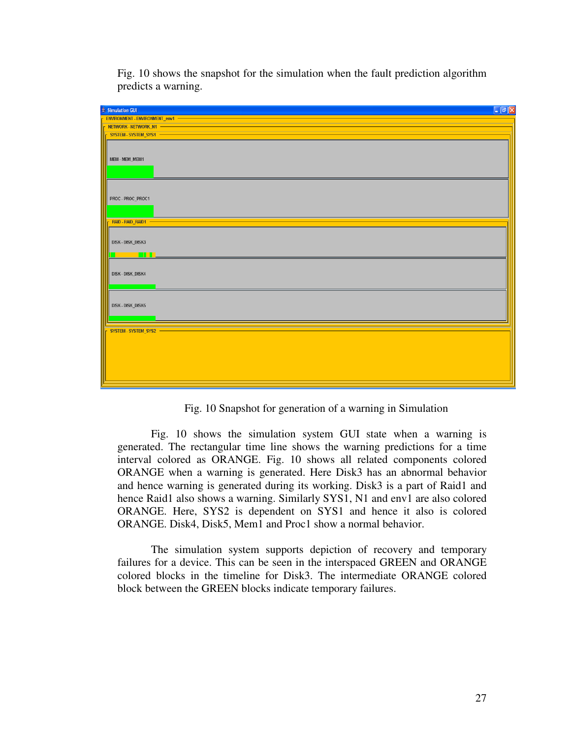Fig. 10 shows the snapshot for the simulation when the fault prediction algorithm predicts a warning.

Fig. 10 Snapshot for generation of a warning in Simulation

Fig. 10 shows the simulation system GUI state when a warning is generated. The rectangular time line shows the warning predictions for a time interval colored as ORANGE. Fig. 10 shows all related components colored ORANGE when a warning is generated. Here Disk3 has an abnormal behavior and hence warning is generated during its working. Disk3 is a part of Raid1 and hence Raid1 also shows a warning. Similarly SYS1, N1 and env1 are also colored ORANGE. Here, SYS2 is dependent on SYS1 and hence it also is colored ORANGE. Disk4, Disk5, Mem1 and Proc1 show a normal behavior.

The simulation system supports depiction of recovery and temporary failures for a device. This can be seen in the interspaced GREEN and ORANGE colored blocks in the timeline for Disk3. The intermediate ORANGE colored block between the GREEN blocks indicate temporary failures.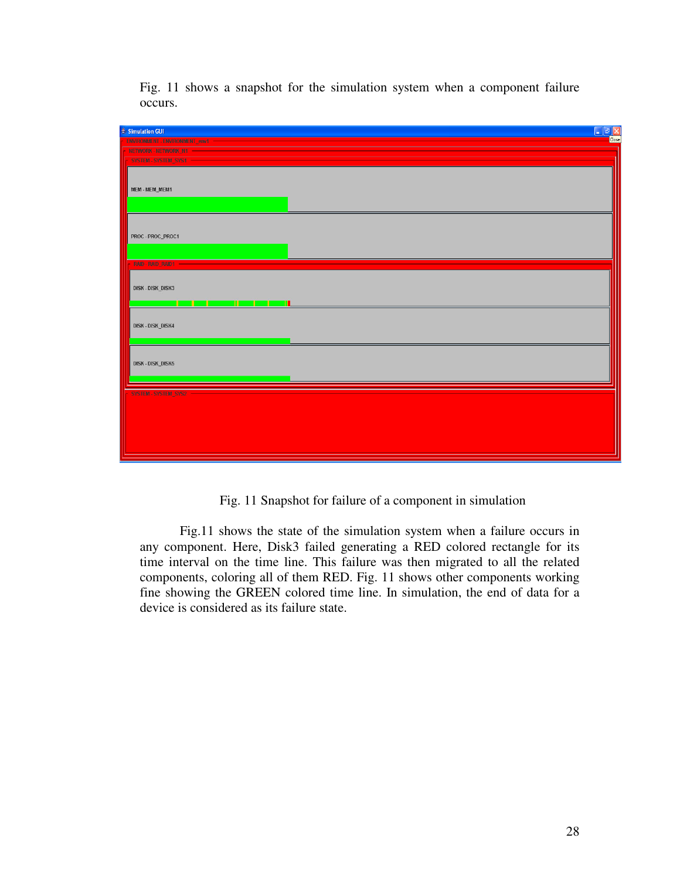Fig. 11 shows a snapshot for the simulation system when a component failure occurs.

Fig. 11 Snapshot for failure of a component in simulation

Fig.11 shows the state of the simulation system when a failure occurs in any component. Here, Disk3 failed generating a RED colored rectangle for its time interval on the time line. This failure was then migrated to all the related components, coloring all of them RED. Fig. 11 shows other components working fine showing the GREEN colored time line. In simulation, the end of data for a device is considered as its failure state.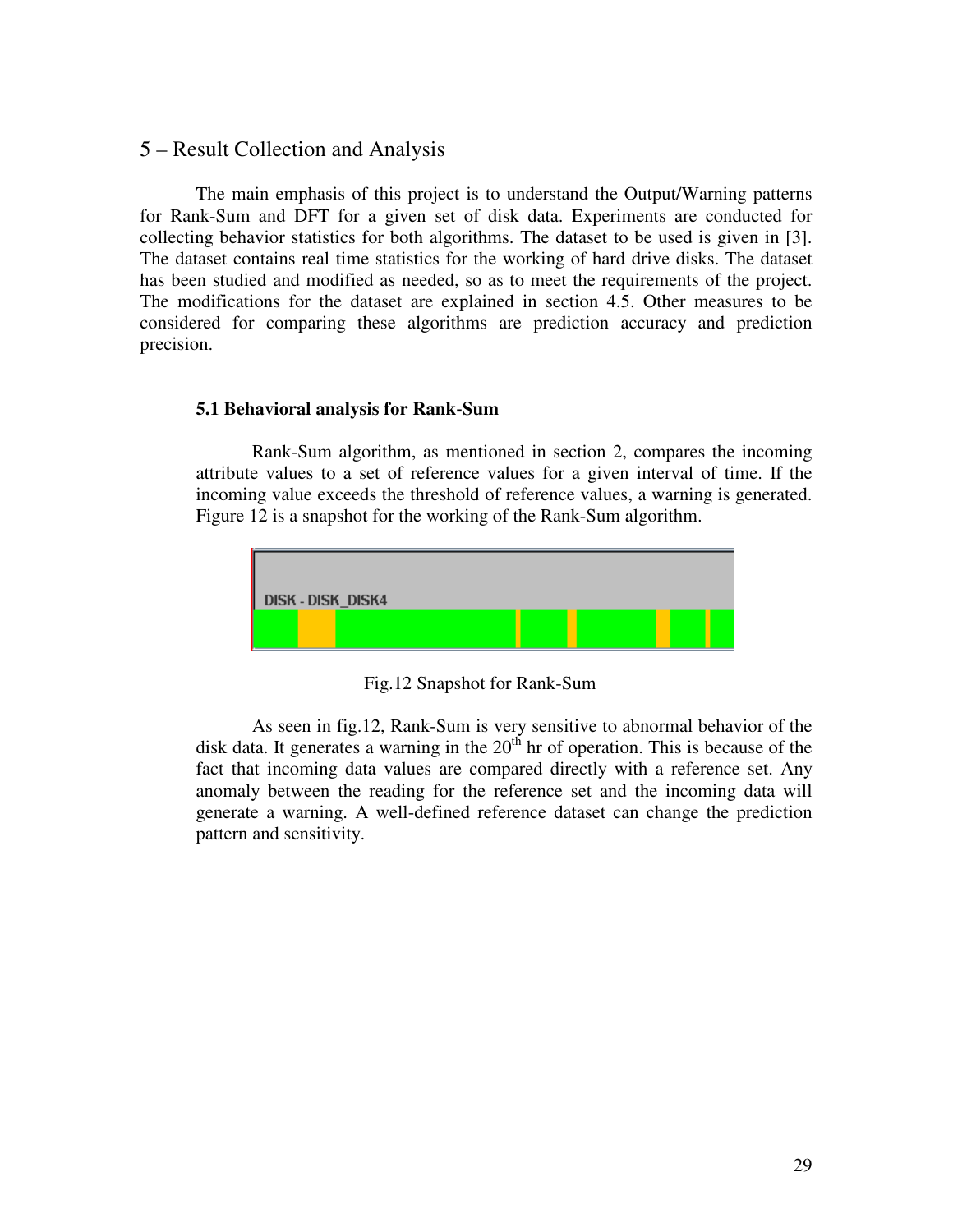## 5 – Result Collection and Analysis

The main emphasis of this project is to understand the Output/Warning patterns for Rank-Sum and DFT for a given set of disk data. Experiments are conducted for collecting behavior statistics for both algorithms. The dataset to be used is given in [3]. The dataset contains real time statistics for the working of hard drive disks. The dataset has been studied and modified as needed, so as to meet the requirements of the project. The modifications for the dataset are explained in section 4.5. Other measures to be considered for comparing these algorithms are prediction accuracy and prediction precision.

### 5.1 Behavioral analysis for Rank-Sum

Rank-Sum algorithm, as mentioned in section 2, compares the incoming attribute values to a set of reference values for a given interval of time. If the incoming value exceeds the threshold of reference values, a warning is generated. Figure 12 is a snapshot for the working of the Rank-Sum algorithm.

Fig.12 Snapshot for Rank-Sum

As seen in fig.12, Rank-Sum is very sensitive to abnormal behavior of the disk data. It generates a warning in the 20th hr of operation. This is because of the fact that incoming data values are compared directly with a reference set. Any anomaly between the reading for the reference set and the incoming data will generate a warning. A well-defined reference dataset can change the prediction pattern and sensitivity.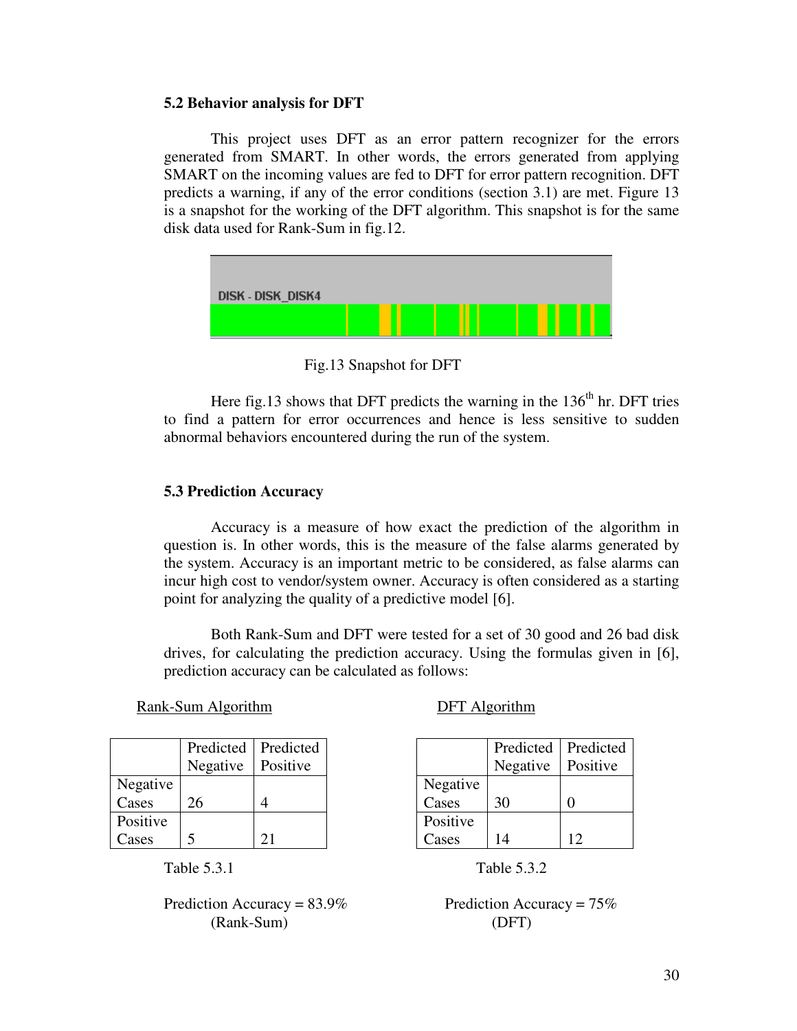### 5.2 Behavior analysis for DFT

This project uses DFT as an error pattern recognizer for the errors generated from SMART. In other words, the errors generated from applying SMART on the incoming values are fed to DFT for error pattern recognition. DFT predicts a warning, if any of the error conditions (section 3.1) are met. Figure 13 is a snapshot for the working of the DFT algorithm. This snapshot is for the same disk data used for Rank-Sum in fig.12.

Fig.13 Snapshot for DFT

Here fig.13 shows that DFT predicts the warning in the 136[th] hr. DFT tries to find a pattern for error occurrences and hence is less sensitive to sudden abnormal behaviors encountered during the run of the system.

### 5.3 Prediction Accuracy

Accuracy is a measure of how exact the prediction of the algorithm in question is. In other words, this is the measure of the false alarms generated by the system. Accuracy is an important metric to be considered, as false alarms can incur high cost to vendor/system owner. Accuracy is often considered as a starting point for analyzing the quality of a predictive model [6].

Both Rank-Sum and DFT were tested for a set of 30 good and 26 bad disk drives, for calculating the prediction accuracy. Using the formulas given in [6], prediction accuracy can be calculated as follows:

Rank-Sum Algorithm

| | Predicted Negative | Predicted Positive |
|---|---|---|
| Negative Cases | 26 | 4 |
| Positive Cases | 5 | 21 |

Table 5.3.1

Prediction Accuracy = 83.9%
(Rank-Sum)

DFT Algorithm

| | Predicted Negative | Predicted Positive |
|---|---|---|
| Negative Cases | 30 | 0 |
| Positive Cases | 14 | 12 |

Table 5.3.2

Prediction Accuracy = 75%
(DFT)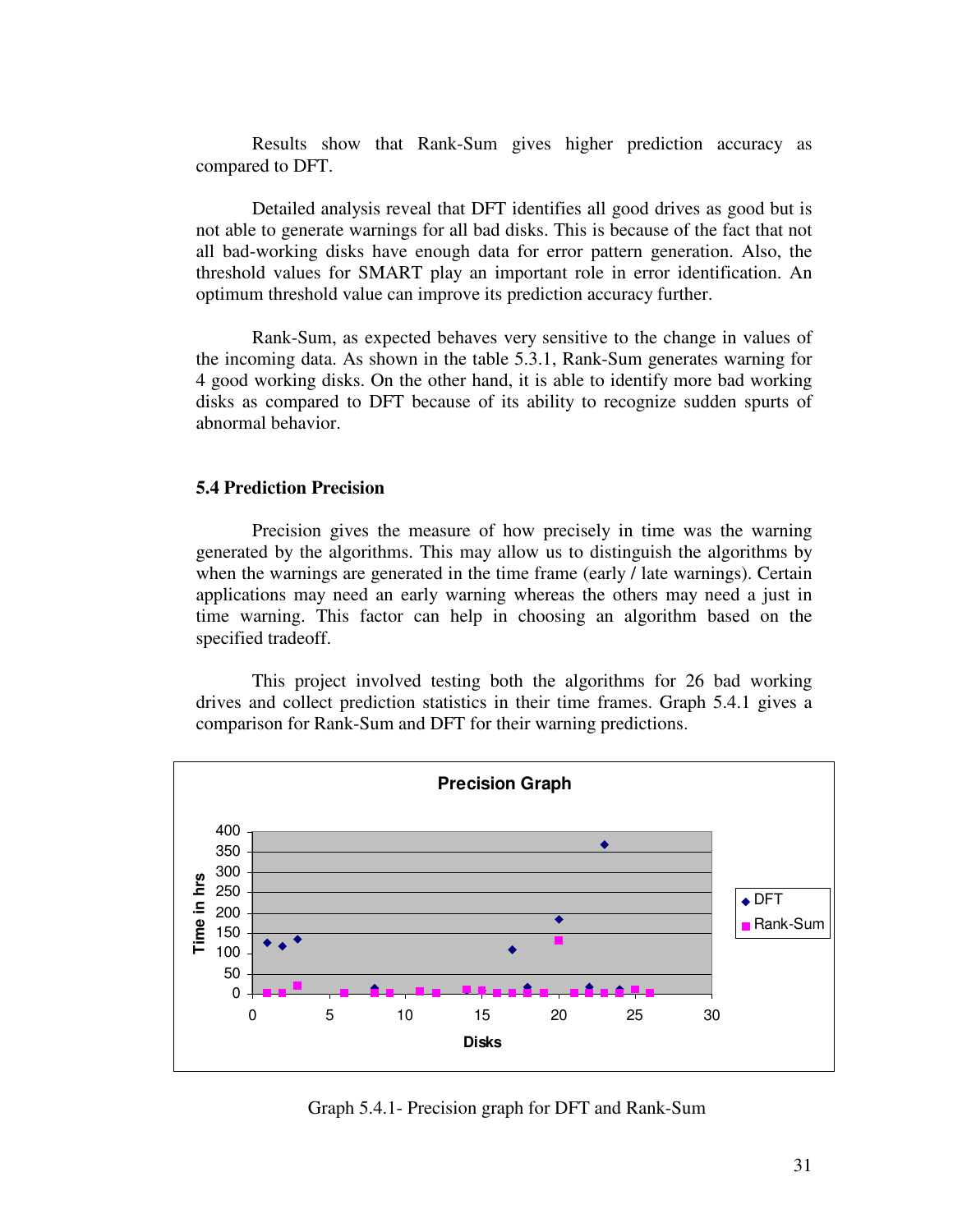Results show that Rank-Sum gives higher prediction accuracy as compared to DFT.

Detailed analysis reveal that DFT identifies all good drives as good but is not able to generate warnings for all bad disks. This is because of the fact that not all bad-working disks have enough data for error pattern generation. Also, the threshold values for SMART play an important role in error identification. An optimum threshold value can improve its prediction accuracy further.

Rank-Sum, as expected behaves very sensitive to the change in values of the incoming data. As shown in the table 5.3.1, Rank-Sum generates warning for 4 good working disks. On the other hand, it is able to identify more bad working disks as compared to DFT because of its ability to recognize sudden spurts of abnormal behavior.

### 5.4 Prediction Precision

Precision gives the measure of how precisely in time was the warning generated by the algorithms. This may allow us to distinguish the algorithms by when the warnings are generated in the time frame (early / late warnings). Certain applications may need an early warning whereas the others may need a just in time warning. This factor can help in choosing an algorithm based on the specified tradeoff.

This project involved testing both the algorithms for 26 bad working drives and collect prediction statistics in their time frames. Graph 5.4.1 gives a comparison for Rank-Sum and DFT for their warning predictions.

Graph 5.4.1- Precision graph for DFT and Rank-Sum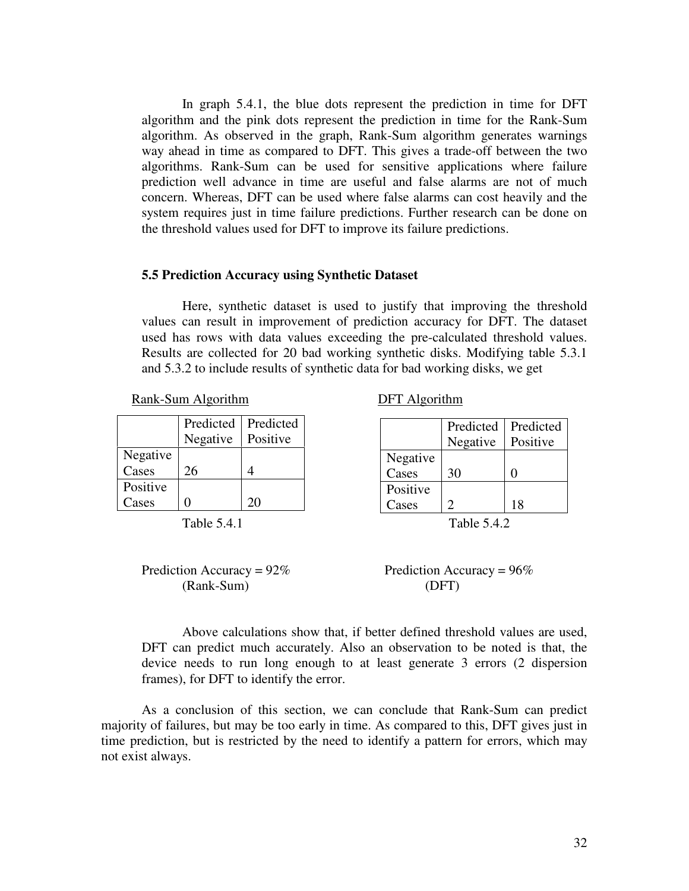In graph 5.4.1, the blue dots represent the prediction in time for DFT algorithm and the pink dots represent the prediction in time for the Rank-Sum algorithm. As observed in the graph, Rank-Sum algorithm generates warnings way ahead in time as compared to DFT. This gives a trade-off between the two algorithms. Rank-Sum can be used for sensitive applications where failure prediction well advance in time are useful and false alarms are not of much concern. Whereas, DFT can be used where false alarms can cost heavily and the system requires just in time failure predictions. Further research can be done on the threshold values used for DFT to improve its failure predictions.

### 5.5 Prediction Accuracy using Synthetic Dataset

Here, synthetic dataset is used to justify that improving the threshold values can result in improvement of prediction accuracy for DFT. The dataset used has rows with data values exceeding the pre-calculated threshold values. Results are collected for 20 bad working synthetic disks. Modifying table 5.3.1 and 5.3.2 to include results of synthetic data for bad working disks, we get

<u>Rank-Sum Algorithm</u>

| | Predicted Negative | Predicted Positive |
|---|---|---|
| Negative Cases | 26 | 4 |
| Positive Cases | 0 | 20 |

Table 5.4.1

Prediction Accuracy = 92%
(Rank-Sum)

<u>DFT Algorithm</u>

| | Predicted Negative | Predicted Positive |
|---|---|---|
| Negative Cases | 30 | 0 |
| Positive Cases | 2 | 18 |

Table 5.4.2

Prediction Accuracy = 96%
(DFT)

Above calculations show that, if better defined threshold values are used, DFT can predict much accurately. Also an observation to be noted is that, the device needs to run long enough to at least generate 3 errors (2 dispersion frames), for DFT to identify the error.

As a conclusion of this section, we can conclude that Rank-Sum can predict majority of failures, but may be too early in time. As compared to this, DFT gives just in time prediction, but is restricted by the need to identify a pattern for errors, which may not exist always.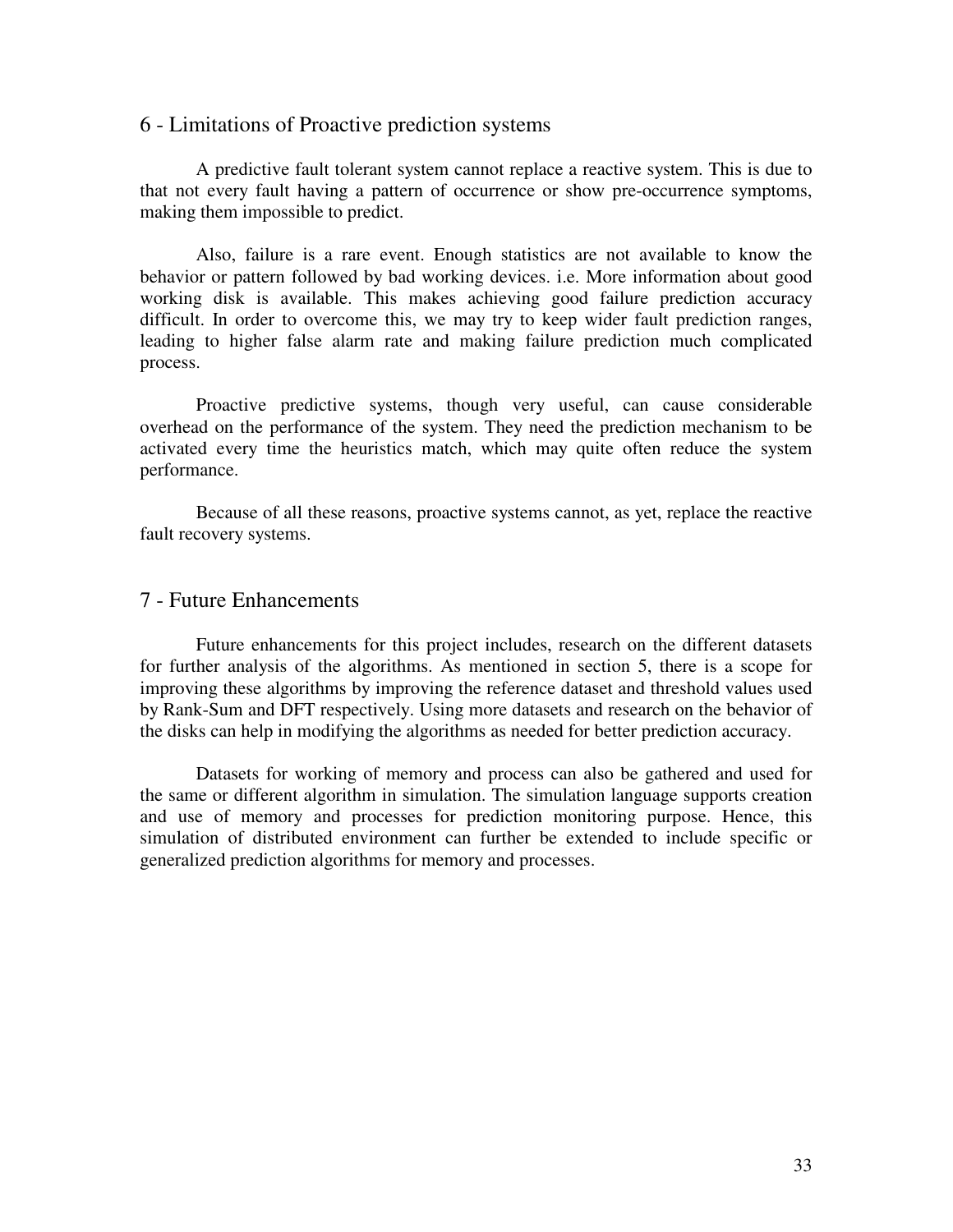## 6 - Limitations of Proactive prediction systems

A predictive fault tolerant system cannot replace a reactive system. This is due to that not every fault having a pattern of occurrence or show pre-occurrence symptoms, making them impossible to predict.

Also, failure is a rare event. Enough statistics are not available to know the behavior or pattern followed by bad working devices. i.e. More information about good working disk is available. This makes achieving good failure prediction accuracy difficult. In order to overcome this, we may try to keep wider fault prediction ranges, leading to higher false alarm rate and making failure prediction much complicated process.

Proactive predictive systems, though very useful, can cause considerable overhead on the performance of the system. They need the prediction mechanism to be activated every time the heuristics match, which may quite often reduce the system performance.

Because of all these reasons, proactive systems cannot, as yet, replace the reactive fault recovery systems.

## 7 - Future Enhancements

Future enhancements for this project includes, research on the different datasets for further analysis of the algorithms. As mentioned in section 5, there is a scope for improving these algorithms by improving the reference dataset and threshold values used by Rank-Sum and DFT respectively. Using more datasets and research on the behavior of the disks can help in modifying the algorithms as needed for better prediction accuracy.

Datasets for working of memory and process can also be gathered and used for the same or different algorithm in simulation. The simulation language supports creation and use of memory and processes for prediction monitoring purpose. Hence, this simulation of distributed environment can further be extended to include specific or generalized prediction algorithms for memory and processes.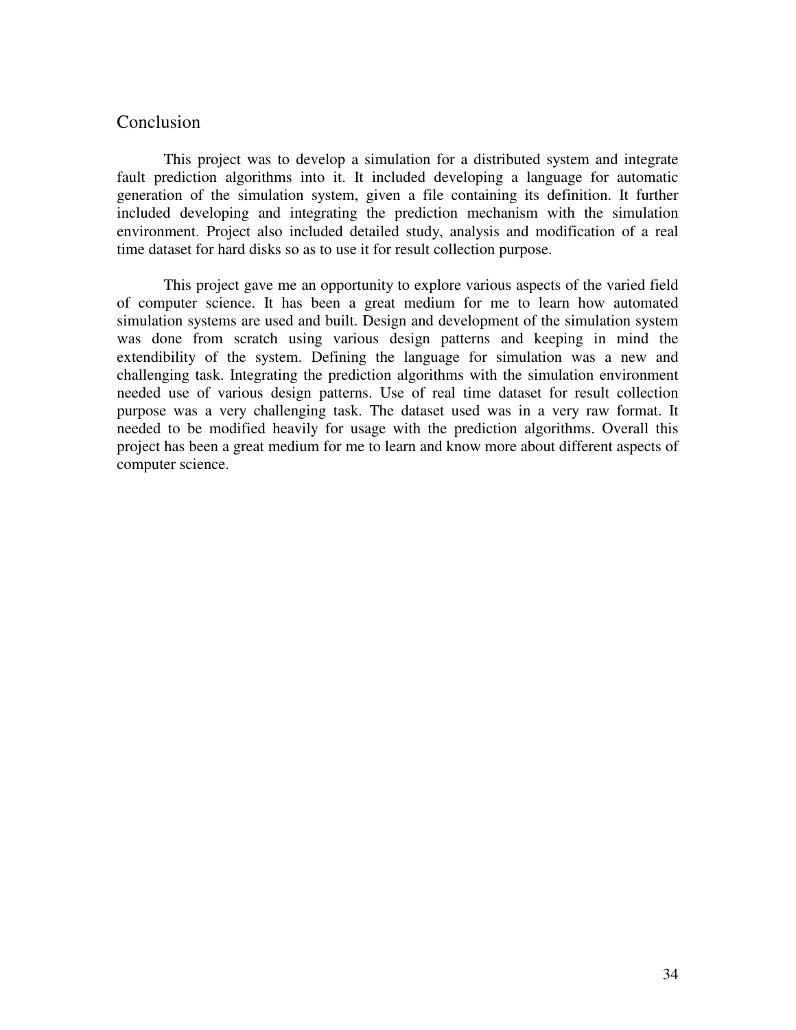## Conclusion

This project was to develop a simulation for a distributed system and integrate fault prediction algorithms into it. It included developing a language for automatic generation of the simulation system, given a file containing its definition. It further included developing and integrating the prediction mechanism with the simulation environment. Project also included detailed study, analysis and modification of a real time dataset for hard disks so as to use it for result collection purpose.

This project gave me an opportunity to explore various aspects of the varied field of computer science. It has been a great medium for me to learn how automated simulation systems are used and built. Design and development of the simulation system was done from scratch using various design patterns and keeping in mind the extendibility of the system. Defining the language for simulation was a new and challenging task. Integrating the prediction algorithms with the simulation environment needed use of various design patterns. Use of real time dataset for result collection purpose was a very challenging task. The dataset used was in a very raw format. It needed to be modified heavily for usage with the prediction algorithms. Overall this project has been a great medium for me to learn and know more about different aspects of computer science.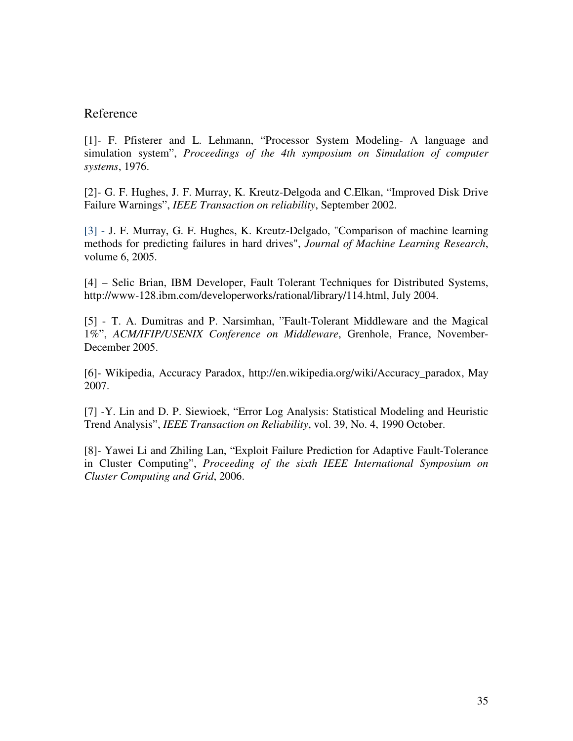## Reference

[1]- F. Pfisterer and L. Lehmann, “Processor System Modeling- A language and simulation system”, *Proceedings of the 4th symposium on Simulation of computer systems*, 1976.

[2]- G. F. Hughes, J. F. Murray, K. Kreutz-Delgoda and C.Elkan, “Improved Disk Drive Failure Warnings”, *IEEE Transaction on reliability*, September 2002.

[3] - J. F. Murray, G. F. Hughes, K. Kreutz-Delgado, "Comparison of machine learning methods for predicting failures in hard drives", *Journal of Machine Learning Research*, volume 6, 2005.

[4] – Selic Brian, IBM Developer, Fault Tolerant Techniques for Distributed Systems, http://www-128.ibm.com/developerworks/rational/library/114.html, July 2004.

[5] - T. A. Dumitras and P. Narsimhan, ”Fault-Tolerant Middleware and the Magical 1%”, *ACM/IFIP/USENIX Conference on Middleware*, Grenhole, France, November-December 2005.

[6]- Wikipedia, Accuracy Paradox, http://en.wikipedia.org/wiki/Accuracy_paradox, May 2007.

[7] -Y. Lin and D. P. Siewioek, “Error Log Analysis: Statistical Modeling and Heuristic Trend Analysis”, *IEEE Transaction on Reliability*, vol. 39, No. 4, 1990 October.

[8]- Yawei Li and Zhiling Lan, “Exploit Failure Prediction for Adaptive Fault-Tolerance in Cluster Computing”, *Proceeding of the sixth IEEE International Symposium on Cluster Computing and Grid*, 2006.